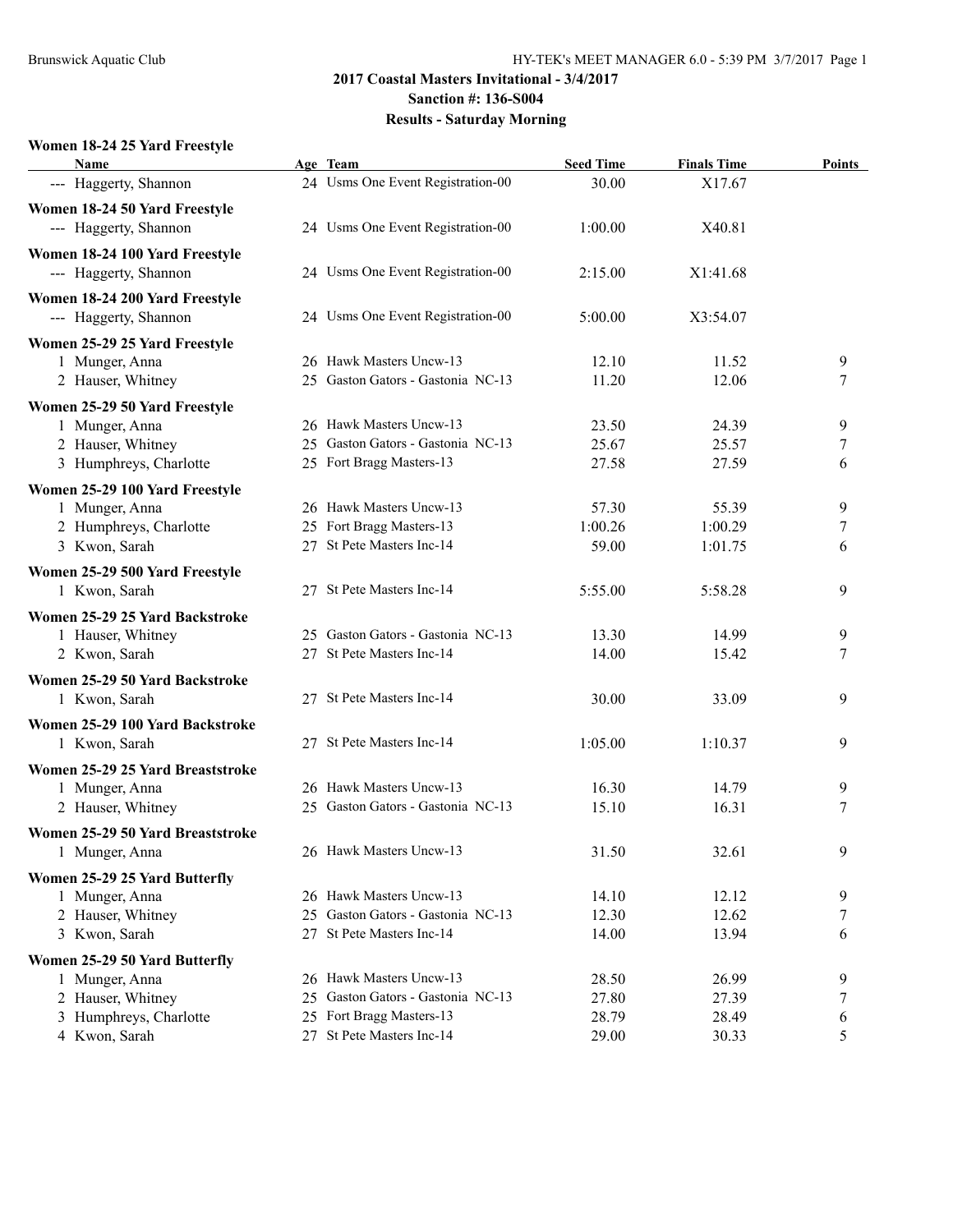Brunswick Aquatic Club

# 2017 Coastal Masters Invitational - 3/4/2017

## Sanction #: 136-S004

## Results - Saturday Morning

### Women 18-24 25 Yard Freestyle

| Name | Age | Team | Seed Time | Finals Time | Points |
|---|---|---|---|---|---|
| --- Haggerty, Shannon | 24 | Usms One Event Registration-00 | 30.00 | X17.67 | |

### Women 18-24 50 Yard Freestyle

| Name | Age | Team | Seed Time | Finals Time | Points |
|---|---|---|---|---|---|
| --- Haggerty, Shannon | 24 | Usms One Event Registration-00 | 1:00.00 | X40.81 | |

### Women 18-24 100 Yard Freestyle

| Name | Age | Team | Seed Time | Finals Time | Points |
|---|---|---|---|---|---|
| --- Haggerty, Shannon | 24 | Usms One Event Registration-00 | 2:15.00 | X1:41.68 | |

### Women 18-24 200 Yard Freestyle

| Name | Age | Team | Seed Time | Finals Time | Points |
|---|---|---|---|---|---|
| --- Haggerty, Shannon | 24 | Usms One Event Registration-00 | 5:00.00 | X3:54.07 | |

### Women 25-29 25 Yard Freestyle

| Name | Age | Team | Seed Time | Finals Time | Points |
|---|---|---|---|---|---|
| 1 Munger, Anna | 26 | Hawk Masters Uncw-13 | 12.10 | 11.52 | 9 |
| 2 Hauser, Whitney | 25 | Gaston Gators - Gastonia NC-13 | 11.20 | 12.06 | 7 |

### Women 25-29 50 Yard Freestyle

| Name | Age | Team | Seed Time | Finals Time | Points |
|---|---|---|---|---|---|
| 1 Munger, Anna | 26 | Hawk Masters Uncw-13 | 23.50 | 24.39 | 9 |
| 2 Hauser, Whitney | 25 | Gaston Gators - Gastonia NC-13 | 25.67 | 25.57 | 7 |
| 3 Humphreys, Charlotte | 25 | Fort Bragg Masters-13 | 27.58 | 27.59 | 6 |

### Women 25-29 100 Yard Freestyle

| Name | Age | Team | Seed Time | Finals Time | Points |
|---|---|---|---|---|---|
| 1 Munger, Anna | 26 | Hawk Masters Uncw-13 | 57.30 | 55.39 | 9 |
| 2 Humphreys, Charlotte | 25 | Fort Bragg Masters-13 | 1:00.26 | 1:00.29 | 7 |
| 3 Kwon, Sarah | 27 | St Pete Masters Inc-14 | 59.00 | 1:01.75 | 6 |

### Women 25-29 500 Yard Freestyle

| Name | Age | Team | Seed Time | Finals Time | Points |
|---|---|---|---|---|---|
| 1 Kwon, Sarah | 27 | St Pete Masters Inc-14 | 5:55.00 | 5:58.28 | 9 |

### Women 25-29 25 Yard Backstroke

| Name | Age | Team | Seed Time | Finals Time | Points |
|---|---|---|---|---|---|
| 1 Hauser, Whitney | 25 | Gaston Gators - Gastonia NC-13 | 13.30 | 14.99 | 9 |
| 2 Kwon, Sarah | 27 | St Pete Masters Inc-14 | 14.00 | 15.42 | 7 |

### Women 25-29 50 Yard Backstroke

| Name | Age | Team | Seed Time | Finals Time | Points |
|---|---|---|---|---|---|
| 1 Kwon, Sarah | 27 | St Pete Masters Inc-14 | 30.00 | 33.09 | 9 |

### Women 25-29 100 Yard Backstroke

| Name | Age | Team | Seed Time | Finals Time | Points |
|---|---|---|---|---|---|
| 1 Kwon, Sarah | 27 | St Pete Masters Inc-14 | 1:05.00 | 1:10.37 | 9 |

### Women 25-29 25 Yard Breaststroke

| Name | Age | Team | Seed Time | Finals Time | Points |
|---|---|---|---|---|---|
| 1 Munger, Anna | 26 | Hawk Masters Uncw-13 | 16.30 | 14.79 | 9 |
| 2 Hauser, Whitney | 25 | Gaston Gators - Gastonia NC-13 | 15.10 | 16.31 | 7 |

### Women 25-29 50 Yard Breaststroke

| Name | Age | Team | Seed Time | Finals Time | Points |
|---|---|---|---|---|---|
| 1 Munger, Anna | 26 | Hawk Masters Uncw-13 | 31.50 | 32.61 | 9 |

### Women 25-29 25 Yard Butterfly

| Name | Age | Team | Seed Time | Finals Time | Points |
|---|---|---|---|---|---|
| 1 Munger, Anna | 26 | Hawk Masters Uncw-13 | 14.10 | 12.12 | 9 |
| 2 Hauser, Whitney | 25 | Gaston Gators - Gastonia NC-13 | 12.30 | 12.62 | 7 |
| 3 Kwon, Sarah | 27 | St Pete Masters Inc-14 | 14.00 | 13.94 | 6 |

### Women 25-29 50 Yard Butterfly

| Name | Age | Team | Seed Time | Finals Time | Points |
|---|---|---|---|---|---|
| 1 Munger, Anna | 26 | Hawk Masters Uncw-13 | 28.50 | 26.99 | 9 |
| 2 Hauser, Whitney | 25 | Gaston Gators - Gastonia NC-13 | 27.80 | 27.39 | 7 |
| 3 Humphreys, Charlotte | 25 | Fort Bragg Masters-13 | 28.79 | 28.49 | 6 |
| 4 Kwon, Sarah | 27 | St Pete Masters Inc-14 | 29.00 | 30.33 | 5 |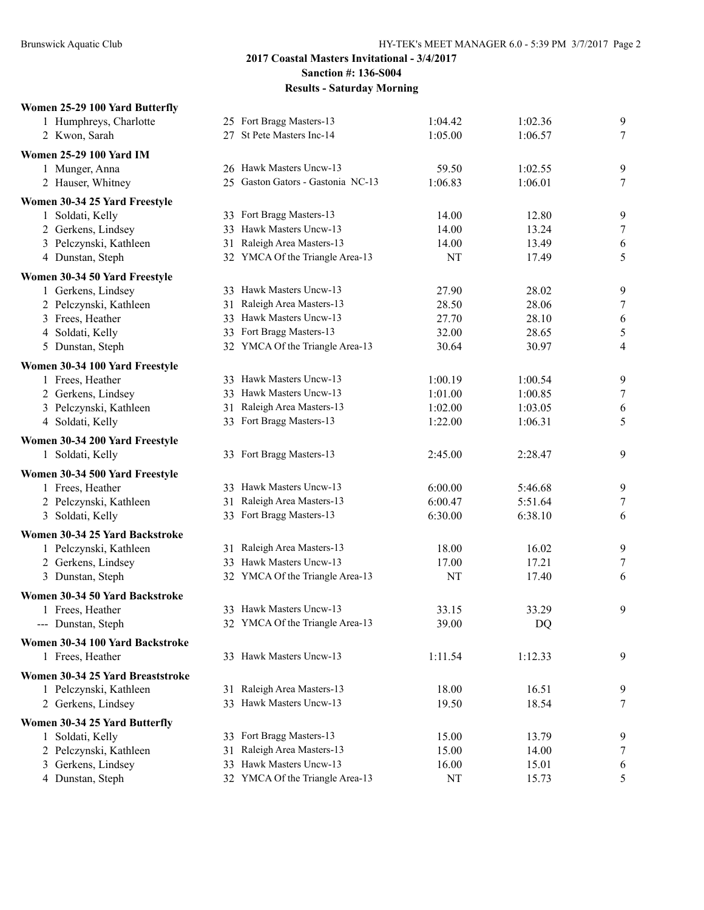## 2017 Coastal Masters Invitational - 3/4/2017
### Sanction #: 136-S004
### Results - Saturday Morning

**Women 25-29 100 Yard Butterfly**

| | Name | Age | Team | Seed | Finals | Points |
|---|---|---|---|---|---|---|
| 1 | Humphreys, Charlotte | 25 | Fort Bragg Masters-13 | 1:04.42 | 1:02.36 | 9 |
| 2 | Kwon, Sarah | 27 | St Pete Masters Inc-14 | 1:05.00 | 1:06.57 | 7 |

**Women 25-29 100 Yard IM**

| | Name | Age | Team | Seed | Finals | Points |
|---|---|---|---|---|---|---|
| 1 | Munger, Anna | 26 | Hawk Masters Uncw-13 | 59.50 | 1:02.55 | 9 |
| 2 | Hauser, Whitney | 25 | Gaston Gators - Gastonia NC-13 | 1:06.83 | 1:06.01 | 7 |

**Women 30-34 25 Yard Freestyle**

| | Name | Age | Team | Seed | Finals | Points |
|---|---|---|---|---|---|---|
| 1 | Soldati, Kelly | 33 | Fort Bragg Masters-13 | 14.00 | 12.80 | 9 |
| 2 | Gerkens, Lindsey | 33 | Hawk Masters Uncw-13 | 14.00 | 13.24 | 7 |
| 3 | Pelczynski, Kathleen | 31 | Raleigh Area Masters-13 | 14.00 | 13.49 | 6 |
| 4 | Dunstan, Steph | 32 | YMCA Of the Triangle Area-13 | NT | 17.49 | 5 |

**Women 30-34 50 Yard Freestyle**

| | Name | Age | Team | Seed | Finals | Points |
|---|---|---|---|---|---|---|
| 1 | Gerkens, Lindsey | 33 | Hawk Masters Uncw-13 | 27.90 | 28.02 | 9 |
| 2 | Pelczynski, Kathleen | 31 | Raleigh Area Masters-13 | 28.50 | 28.06 | 7 |
| 3 | Frees, Heather | 33 | Hawk Masters Uncw-13 | 27.70 | 28.10 | 6 |
| 4 | Soldati, Kelly | 33 | Fort Bragg Masters-13 | 32.00 | 28.65 | 5 |
| 5 | Dunstan, Steph | 32 | YMCA Of the Triangle Area-13 | 30.64 | 30.97 | 4 |

**Women 30-34 100 Yard Freestyle**

| | Name | Age | Team | Seed | Finals | Points |
|---|---|---|---|---|---|---|
| 1 | Frees, Heather | 33 | Hawk Masters Uncw-13 | 1:00.19 | 1:00.54 | 9 |
| 2 | Gerkens, Lindsey | 33 | Hawk Masters Uncw-13 | 1:01.00 | 1:00.85 | 7 |
| 3 | Pelczynski, Kathleen | 31 | Raleigh Area Masters-13 | 1:02.00 | 1:03.05 | 6 |
| 4 | Soldati, Kelly | 33 | Fort Bragg Masters-13 | 1:22.00 | 1:06.31 | 5 |

**Women 30-34 200 Yard Freestyle**

| | Name | Age | Team | Seed | Finals | Points |
|---|---|---|---|---|---|---|
| 1 | Soldati, Kelly | 33 | Fort Bragg Masters-13 | 2:45.00 | 2:28.47 | 9 |

**Women 30-34 500 Yard Freestyle**

| | Name | Age | Team | Seed | Finals | Points |
|---|---|---|---|---|---|---|
| 1 | Frees, Heather | 33 | Hawk Masters Uncw-13 | 6:00.00 | 5:46.68 | 9 |
| 2 | Pelczynski, Kathleen | 31 | Raleigh Area Masters-13 | 6:00.47 | 5:51.64 | 7 |
| 3 | Soldati, Kelly | 33 | Fort Bragg Masters-13 | 6:30.00 | 6:38.10 | 6 |

**Women 30-34 25 Yard Backstroke**

| | Name | Age | Team | Seed | Finals | Points |
|---|---|---|---|---|---|---|
| 1 | Pelczynski, Kathleen | 31 | Raleigh Area Masters-13 | 18.00 | 16.02 | 9 |
| 2 | Gerkens, Lindsey | 33 | Hawk Masters Uncw-13 | 17.00 | 17.21 | 7 |
| 3 | Dunstan, Steph | 32 | YMCA Of the Triangle Area-13 | NT | 17.40 | 6 |

**Women 30-34 50 Yard Backstroke**

| | Name | Age | Team | Seed | Finals | Points |
|---|---|---|---|---|---|---|
| 1 | Frees, Heather | 33 | Hawk Masters Uncw-13 | 33.15 | 33.29 | 9 |
| --- | Dunstan, Steph | 32 | YMCA Of the Triangle Area-13 | 39.00 | DQ | |

**Women 30-34 100 Yard Backstroke**

| | Name | Age | Team | Seed | Finals | Points |
|---|---|---|---|---|---|---|
| 1 | Frees, Heather | 33 | Hawk Masters Uncw-13 | 1:11.54 | 1:12.33 | 9 |

**Women 30-34 25 Yard Breaststroke**

| | Name | Age | Team | Seed | Finals | Points |
|---|---|---|---|---|---|---|
| 1 | Pelczynski, Kathleen | 31 | Raleigh Area Masters-13 | 18.00 | 16.51 | 9 |
| 2 | Gerkens, Lindsey | 33 | Hawk Masters Uncw-13 | 19.50 | 18.54 | 7 |

**Women 30-34 25 Yard Butterfly**

| | Name | Age | Team | Seed | Finals | Points |
|---|---|---|---|---|---|---|
| 1 | Soldati, Kelly | 33 | Fort Bragg Masters-13 | 15.00 | 13.79 | 9 |
| 2 | Pelczynski, Kathleen | 31 | Raleigh Area Masters-13 | 15.00 | 14.00 | 7 |
| 3 | Gerkens, Lindsey | 33 | Hawk Masters Uncw-13 | 16.00 | 15.01 | 6 |
| 4 | Dunstan, Steph | 32 | YMCA Of the Triangle Area-13 | NT | 15.73 | 5 |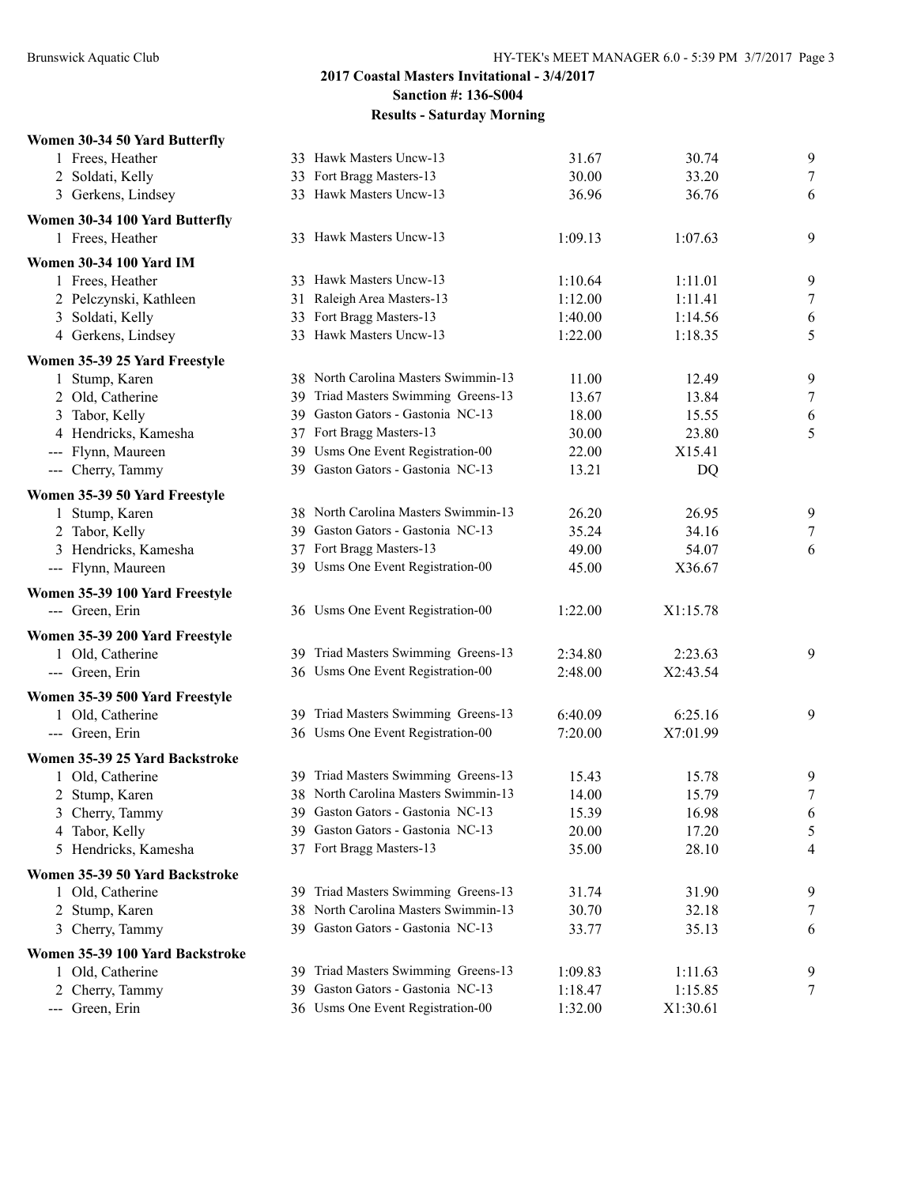**2017 Coastal Masters Invitational - 3/4/2017**
**Sanction #: 136-S004**
**Results - Saturday Morning**

**Women 30-34 50 Yard Butterfly**

| Place | Name | Age | Team | Seed Time | Finals Time | Points |
|---|---|---|---|---|---|---|
| 1 | Frees, Heather | 33 | Hawk Masters Uncw-13 | 31.67 | 30.74 | 9 |
| 2 | Soldati, Kelly | 33 | Fort Bragg Masters-13 | 30.00 | 33.20 | 7 |
| 3 | Gerkens, Lindsey | 33 | Hawk Masters Uncw-13 | 36.96 | 36.76 | 6 |

**Women 30-34 100 Yard Butterfly**

| Place | Name | Age | Team | Seed Time | Finals Time | Points |
|---|---|---|---|---|---|---|
| 1 | Frees, Heather | 33 | Hawk Masters Uncw-13 | 1:09.13 | 1:07.63 | 9 |

**Women 30-34 100 Yard IM**

| Place | Name | Age | Team | Seed Time | Finals Time | Points |
|---|---|---|---|---|---|---|
| 1 | Frees, Heather | 33 | Hawk Masters Uncw-13 | 1:10.64 | 1:11.01 | 9 |
| 2 | Pelczynski, Kathleen | 31 | Raleigh Area Masters-13 | 1:12.00 | 1:11.41 | 7 |
| 3 | Soldati, Kelly | 33 | Fort Bragg Masters-13 | 1:40.00 | 1:14.56 | 6 |
| 4 | Gerkens, Lindsey | 33 | Hawk Masters Uncw-13 | 1:22.00 | 1:18.35 | 5 |

**Women 35-39 25 Yard Freestyle**

| Place | Name | Age | Team | Seed Time | Finals Time | Points |
|---|---|---|---|---|---|---|
| 1 | Stump, Karen | 38 | North Carolina Masters Swimmin-13 | 11.00 | 12.49 | 9 |
| 2 | Old, Catherine | 39 | Triad Masters Swimming Greens-13 | 13.67 | 13.84 | 7 |
| 3 | Tabor, Kelly | 39 | Gaston Gators - Gastonia NC-13 | 18.00 | 15.55 | 6 |
| 4 | Hendricks, Kamesha | 37 | Fort Bragg Masters-13 | 30.00 | 23.80 | 5 |
| --- | Flynn, Maureen | 39 | Usms One Event Registration-00 | 22.00 | X15.41 | |
| --- | Cherry, Tammy | 39 | Gaston Gators - Gastonia NC-13 | 13.21 | DQ | |

**Women 35-39 50 Yard Freestyle**

| Place | Name | Age | Team | Seed Time | Finals Time | Points |
|---|---|---|---|---|---|---|
| 1 | Stump, Karen | 38 | North Carolina Masters Swimmin-13 | 26.20 | 26.95 | 9 |
| 2 | Tabor, Kelly | 39 | Gaston Gators - Gastonia NC-13 | 35.24 | 34.16 | 7 |
| 3 | Hendricks, Kamesha | 37 | Fort Bragg Masters-13 | 49.00 | 54.07 | 6 |
| --- | Flynn, Maureen | 39 | Usms One Event Registration-00 | 45.00 | X36.67 | |

**Women 35-39 100 Yard Freestyle**

| Place | Name | Age | Team | Seed Time | Finals Time | Points |
|---|---|---|---|---|---|---|
| --- | Green, Erin | 36 | Usms One Event Registration-00 | 1:22.00 | X1:15.78 | |

**Women 35-39 200 Yard Freestyle**

| Place | Name | Age | Team | Seed Time | Finals Time | Points |
|---|---|---|---|---|---|---|
| 1 | Old, Catherine | 39 | Triad Masters Swimming Greens-13 | 2:34.80 | 2:23.63 | 9 |
| --- | Green, Erin | 36 | Usms One Event Registration-00 | 2:48.00 | X2:43.54 | |

**Women 35-39 500 Yard Freestyle**

| Place | Name | Age | Team | Seed Time | Finals Time | Points |
|---|---|---|---|---|---|---|
| 1 | Old, Catherine | 39 | Triad Masters Swimming Greens-13 | 6:40.09 | 6:25.16 | 9 |
| --- | Green, Erin | 36 | Usms One Event Registration-00 | 7:20.00 | X7:01.99 | |

**Women 35-39 25 Yard Backstroke**

| Place | Name | Age | Team | Seed Time | Finals Time | Points |
|---|---|---|---|---|---|---|
| 1 | Old, Catherine | 39 | Triad Masters Swimming Greens-13 | 15.43 | 15.78 | 9 |
| 2 | Stump, Karen | 38 | North Carolina Masters Swimmin-13 | 14.00 | 15.79 | 7 |
| 3 | Cherry, Tammy | 39 | Gaston Gators - Gastonia NC-13 | 15.39 | 16.98 | 6 |
| 4 | Tabor, Kelly | 39 | Gaston Gators - Gastonia NC-13 | 20.00 | 17.20 | 5 |
| 5 | Hendricks, Kamesha | 37 | Fort Bragg Masters-13 | 35.00 | 28.10 | 4 |

**Women 35-39 50 Yard Backstroke**

| Place | Name | Age | Team | Seed Time | Finals Time | Points |
|---|---|---|---|---|---|---|
| 1 | Old, Catherine | 39 | Triad Masters Swimming Greens-13 | 31.74 | 31.90 | 9 |
| 2 | Stump, Karen | 38 | North Carolina Masters Swimmin-13 | 30.70 | 32.18 | 7 |
| 3 | Cherry, Tammy | 39 | Gaston Gators - Gastonia NC-13 | 33.77 | 35.13 | 6 |

**Women 35-39 100 Yard Backstroke**

| Place | Name | Age | Team | Seed Time | Finals Time | Points |
|---|---|---|---|---|---|---|
| 1 | Old, Catherine | 39 | Triad Masters Swimming Greens-13 | 1:09.83 | 1:11.63 | 9 |
| 2 | Cherry, Tammy | 39 | Gaston Gators - Gastonia NC-13 | 1:18.47 | 1:15.85 | 7 |
| --- | Green, Erin | 36 | Usms One Event Registration-00 | 1:32.00 | X1:30.61 | |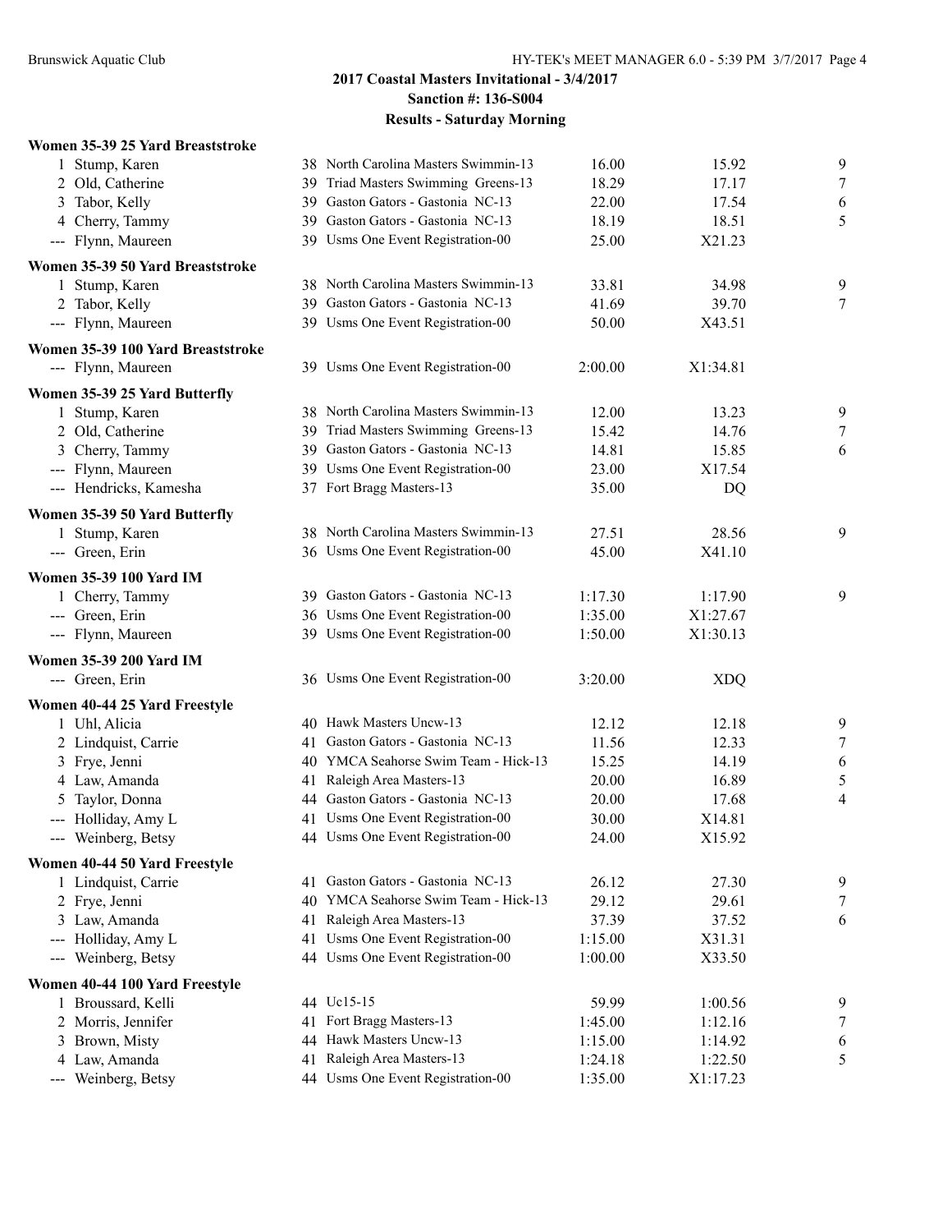## 2017 Coastal Masters Invitational - 3/4/2017
### Sanction #: 136-S004
### Results - Saturday Morning

**Women 35-39 25 Yard Breaststroke**

| Place | Name | Age | Team | Seed Time | Finals Time | Points |
|---|---|---|---|---|---|---|
| 1 | Stump, Karen | 38 | North Carolina Masters Swimmin-13 | 16.00 | 15.92 | 9 |
| 2 | Old, Catherine | 39 | Triad Masters Swimming Greens-13 | 18.29 | 17.17 | 7 |
| 3 | Tabor, Kelly | 39 | Gaston Gators - Gastonia NC-13 | 22.00 | 17.54 | 6 |
| 4 | Cherry, Tammy | 39 | Gaston Gators - Gastonia NC-13 | 18.19 | 18.51 | 5 |
| --- | Flynn, Maureen | 39 | Usms One Event Registration-00 | 25.00 | X21.23 | |

**Women 35-39 50 Yard Breaststroke**

| Place | Name | Age | Team | Seed Time | Finals Time | Points |
|---|---|---|---|---|---|---|
| 1 | Stump, Karen | 38 | North Carolina Masters Swimmin-13 | 33.81 | 34.98 | 9 |
| 2 | Tabor, Kelly | 39 | Gaston Gators - Gastonia NC-13 | 41.69 | 39.70 | 7 |
| --- | Flynn, Maureen | 39 | Usms One Event Registration-00 | 50.00 | X43.51 | |

**Women 35-39 100 Yard Breaststroke**

| Place | Name | Age | Team | Seed Time | Finals Time | Points |
|---|---|---|---|---|---|---|
| --- | Flynn, Maureen | 39 | Usms One Event Registration-00 | 2:00.00 | X1:34.81 | |

**Women 35-39 25 Yard Butterfly**

| Place | Name | Age | Team | Seed Time | Finals Time | Points |
|---|---|---|---|---|---|---|
| 1 | Stump, Karen | 38 | North Carolina Masters Swimmin-13 | 12.00 | 13.23 | 9 |
| 2 | Old, Catherine | 39 | Triad Masters Swimming Greens-13 | 15.42 | 14.76 | 7 |
| 3 | Cherry, Tammy | 39 | Gaston Gators - Gastonia NC-13 | 14.81 | 15.85 | 6 |
| --- | Flynn, Maureen | 39 | Usms One Event Registration-00 | 23.00 | X17.54 | |
| --- | Hendricks, Kamesha | 37 | Fort Bragg Masters-13 | 35.00 | DQ | |

**Women 35-39 50 Yard Butterfly**

| Place | Name | Age | Team | Seed Time | Finals Time | Points |
|---|---|---|---|---|---|---|
| 1 | Stump, Karen | 38 | North Carolina Masters Swimmin-13 | 27.51 | 28.56 | 9 |
| --- | Green, Erin | 36 | Usms One Event Registration-00 | 45.00 | X41.10 | |

**Women 35-39 100 Yard IM**

| Place | Name | Age | Team | Seed Time | Finals Time | Points |
|---|---|---|---|---|---|---|
| 1 | Cherry, Tammy | 39 | Gaston Gators - Gastonia NC-13 | 1:17.30 | 1:17.90 | 9 |
| --- | Green, Erin | 36 | Usms One Event Registration-00 | 1:35.00 | X1:27.67 | |
| --- | Flynn, Maureen | 39 | Usms One Event Registration-00 | 1:50.00 | X1:30.13 | |

**Women 35-39 200 Yard IM**

| Place | Name | Age | Team | Seed Time | Finals Time | Points |
|---|---|---|---|---|---|---|
| --- | Green, Erin | 36 | Usms One Event Registration-00 | 3:20.00 | XDQ | |

**Women 40-44 25 Yard Freestyle**

| Place | Name | Age | Team | Seed Time | Finals Time | Points |
|---|---|---|---|---|---|---|
| 1 | Uhl, Alicia | 40 | Hawk Masters Uncw-13 | 12.12 | 12.18 | 9 |
| 2 | Lindquist, Carrie | 41 | Gaston Gators - Gastonia NC-13 | 11.56 | 12.33 | 7 |
| 3 | Frye, Jenni | 40 | YMCA Seahorse Swim Team - Hick-13 | 15.25 | 14.19 | 6 |
| 4 | Law, Amanda | 41 | Raleigh Area Masters-13 | 20.00 | 16.89 | 5 |
| 5 | Taylor, Donna | 44 | Gaston Gators - Gastonia NC-13 | 20.00 | 17.68 | 4 |
| --- | Holliday, Amy L | 41 | Usms One Event Registration-00 | 30.00 | X14.81 | |
| --- | Weinberg, Betsy | 44 | Usms One Event Registration-00 | 24.00 | X15.92 | |

**Women 40-44 50 Yard Freestyle**

| Place | Name | Age | Team | Seed Time | Finals Time | Points |
|---|---|---|---|---|---|---|
| 1 | Lindquist, Carrie | 41 | Gaston Gators - Gastonia NC-13 | 26.12 | 27.30 | 9 |
| 2 | Frye, Jenni | 40 | YMCA Seahorse Swim Team - Hick-13 | 29.12 | 29.61 | 7 |
| 3 | Law, Amanda | 41 | Raleigh Area Masters-13 | 37.39 | 37.52 | 6 |
| --- | Holliday, Amy L | 41 | Usms One Event Registration-00 | 1:15.00 | X31.31 | |
| --- | Weinberg, Betsy | 44 | Usms One Event Registration-00 | 1:00.00 | X33.50 | |

**Women 40-44 100 Yard Freestyle**

| Place | Name | Age | Team | Seed Time | Finals Time | Points |
|---|---|---|---|---|---|---|
| 1 | Broussard, Kelli | 44 | Uc15-15 | 59.99 | 1:00.56 | 9 |
| 2 | Morris, Jennifer | 41 | Fort Bragg Masters-13 | 1:45.00 | 1:12.16 | 7 |
| 3 | Brown, Misty | 44 | Hawk Masters Uncw-13 | 1:15.00 | 1:14.92 | 6 |
| 4 | Law, Amanda | 41 | Raleigh Area Masters-13 | 1:24.18 | 1:22.50 | 5 |
| --- | Weinberg, Betsy | 44 | Usms One Event Registration-00 | 1:35.00 | X1:17.23 | |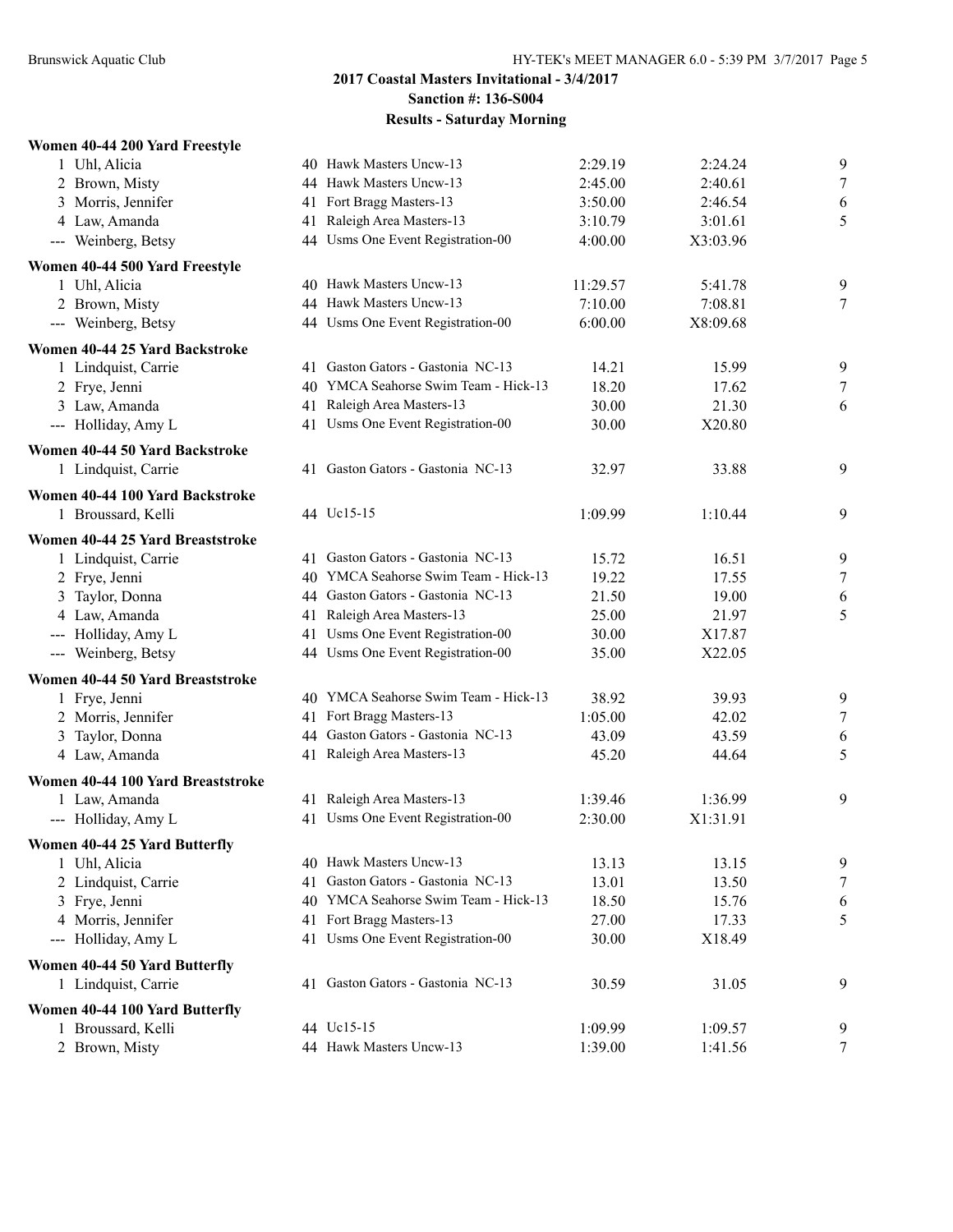## 2017 Coastal Masters Invitational - 3/4/2017

**Sanction #: 136-S004**

**Results - Saturday Morning**

### Women 40-44 200 Yard Freestyle

| Place | Name | Age | Team | Seed Time | Finals Time | Points |
|---|---|---|---|---|---|---|
| 1 | Uhl, Alicia | 40 | Hawk Masters Uncw-13 | 2:29.19 | 2:24.24 | 9 |
| 2 | Brown, Misty | 44 | Hawk Masters Uncw-13 | 2:45.00 | 2:40.61 | 7 |
| 3 | Morris, Jennifer | 41 | Fort Bragg Masters-13 | 3:50.00 | 2:46.54 | 6 |
| 4 | Law, Amanda | 41 | Raleigh Area Masters-13 | 3:10.79 | 3:01.61 | 5 |
| --- | Weinberg, Betsy | 44 | Usms One Event Registration-00 | 4:00.00 | X3:03.96 | |

### Women 40-44 500 Yard Freestyle

| Place | Name | Age | Team | Seed Time | Finals Time | Points |
|---|---|---|---|---|---|---|
| 1 | Uhl, Alicia | 40 | Hawk Masters Uncw-13 | 11:29.57 | 5:41.78 | 9 |
| 2 | Brown, Misty | 44 | Hawk Masters Uncw-13 | 7:10.00 | 7:08.81 | 7 |
| --- | Weinberg, Betsy | 44 | Usms One Event Registration-00 | 6:00.00 | X8:09.68 | |

### Women 40-44 25 Yard Backstroke

| Place | Name | Age | Team | Seed Time | Finals Time | Points |
|---|---|---|---|---|---|---|
| 1 | Lindquist, Carrie | 41 | Gaston Gators - Gastonia NC-13 | 14.21 | 15.99 | 9 |
| 2 | Frye, Jenni | 40 | YMCA Seahorse Swim Team - Hick-13 | 18.20 | 17.62 | 7 |
| 3 | Law, Amanda | 41 | Raleigh Area Masters-13 | 30.00 | 21.30 | 6 |
| --- | Holliday, Amy L | 41 | Usms One Event Registration-00 | 30.00 | X20.80 | |

### Women 40-44 50 Yard Backstroke

| Place | Name | Age | Team | Seed Time | Finals Time | Points |
|---|---|---|---|---|---|---|
| 1 | Lindquist, Carrie | 41 | Gaston Gators - Gastonia NC-13 | 32.97 | 33.88 | 9 |

### Women 40-44 100 Yard Backstroke

| Place | Name | Age | Team | Seed Time | Finals Time | Points |
|---|---|---|---|---|---|---|
| 1 | Broussard, Kelli | 44 | Uc15-15 | 1:09.99 | 1:10.44 | 9 |

### Women 40-44 25 Yard Breaststroke

| Place | Name | Age | Team | Seed Time | Finals Time | Points |
|---|---|---|---|---|---|---|
| 1 | Lindquist, Carrie | 41 | Gaston Gators - Gastonia NC-13 | 15.72 | 16.51 | 9 |
| 2 | Frye, Jenni | 40 | YMCA Seahorse Swim Team - Hick-13 | 19.22 | 17.55 | 7 |
| 3 | Taylor, Donna | 44 | Gaston Gators - Gastonia NC-13 | 21.50 | 19.00 | 6 |
| 4 | Law, Amanda | 41 | Raleigh Area Masters-13 | 25.00 | 21.97 | 5 |
| --- | Holliday, Amy L | 41 | Usms One Event Registration-00 | 30.00 | X17.87 | |
| --- | Weinberg, Betsy | 44 | Usms One Event Registration-00 | 35.00 | X22.05 | |

### Women 40-44 50 Yard Breaststroke

| Place | Name | Age | Team | Seed Time | Finals Time | Points |
|---|---|---|---|---|---|---|
| 1 | Frye, Jenni | 40 | YMCA Seahorse Swim Team - Hick-13 | 38.92 | 39.93 | 9 |
| 2 | Morris, Jennifer | 41 | Fort Bragg Masters-13 | 1:05.00 | 42.02 | 7 |
| 3 | Taylor, Donna | 44 | Gaston Gators - Gastonia NC-13 | 43.09 | 43.59 | 6 |
| 4 | Law, Amanda | 41 | Raleigh Area Masters-13 | 45.20 | 44.64 | 5 |

### Women 40-44 100 Yard Breaststroke

| Place | Name | Age | Team | Seed Time | Finals Time | Points |
|---|---|---|---|---|---|---|
| 1 | Law, Amanda | 41 | Raleigh Area Masters-13 | 1:39.46 | 1:36.99 | 9 |
| --- | Holliday, Amy L | 41 | Usms One Event Registration-00 | 2:30.00 | X1:31.91 | |

### Women 40-44 25 Yard Butterfly

| Place | Name | Age | Team | Seed Time | Finals Time | Points |
|---|---|---|---|---|---|---|
| 1 | Uhl, Alicia | 40 | Hawk Masters Uncw-13 | 13.13 | 13.15 | 9 |
| 2 | Lindquist, Carrie | 41 | Gaston Gators - Gastonia NC-13 | 13.01 | 13.50 | 7 |
| 3 | Frye, Jenni | 40 | YMCA Seahorse Swim Team - Hick-13 | 18.50 | 15.76 | 6 |
| 4 | Morris, Jennifer | 41 | Fort Bragg Masters-13 | 27.00 | 17.33 | 5 |
| --- | Holliday, Amy L | 41 | Usms One Event Registration-00 | 30.00 | X18.49 | |

### Women 40-44 50 Yard Butterfly

| Place | Name | Age | Team | Seed Time | Finals Time | Points |
|---|---|---|---|---|---|---|
| 1 | Lindquist, Carrie | 41 | Gaston Gators - Gastonia NC-13 | 30.59 | 31.05 | 9 |

### Women 40-44 100 Yard Butterfly

| Place | Name | Age | Team | Seed Time | Finals Time | Points |
|---|---|---|---|---|---|---|
| 1 | Broussard, Kelli | 44 | Uc15-15 | 1:09.99 | 1:09.57 | 9 |
| 2 | Brown, Misty | 44 | Hawk Masters Uncw-13 | 1:39.00 | 1:41.56 | 7 |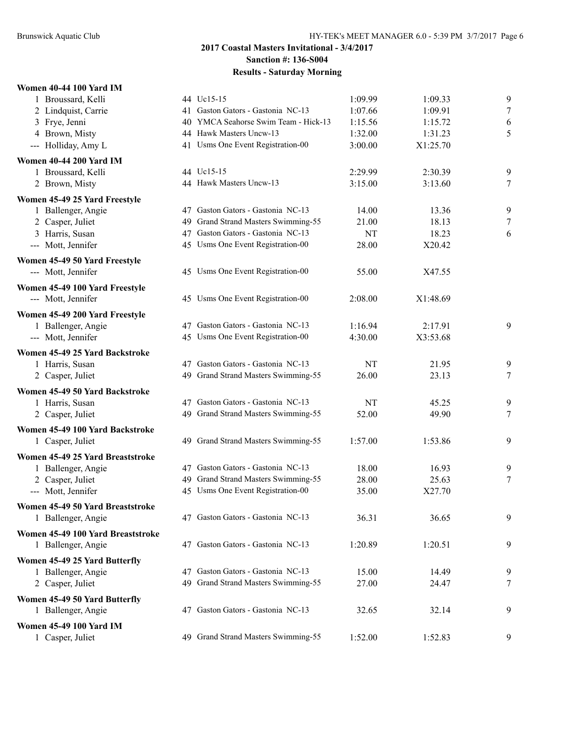## 2017 Coastal Masters Invitational - 3/4/2017
## Sanction #: 136-S004
## Results - Saturday Morning

**Women 40-44 100 Yard IM**

| Place | Name | Age | Team | Seed Time | Finals Time | Points |
|---|---|---|---|---|---|---|
| 1 | Broussard, Kelli | 44 | Uc15-15 | 1:09.99 | 1:09.33 | 9 |
| 2 | Lindquist, Carrie | 41 | Gaston Gators - Gastonia NC-13 | 1:07.66 | 1:09.91 | 7 |
| 3 | Frye, Jenni | 40 | YMCA Seahorse Swim Team - Hick-13 | 1:15.56 | 1:15.72 | 6 |
| 4 | Brown, Misty | 44 | Hawk Masters Uncw-13 | 1:32.00 | 1:31.23 | 5 |
| --- | Holliday, Amy L | 41 | Usms One Event Registration-00 | 3:00.00 | X1:25.70 | |

**Women 40-44 200 Yard IM**

| Place | Name | Age | Team | Seed Time | Finals Time | Points |
|---|---|---|---|---|---|---|
| 1 | Broussard, Kelli | 44 | Uc15-15 | 2:29.99 | 2:30.39 | 9 |
| 2 | Brown, Misty | 44 | Hawk Masters Uncw-13 | 3:15.00 | 3:13.60 | 7 |

**Women 45-49 25 Yard Freestyle**

| Place | Name | Age | Team | Seed Time | Finals Time | Points |
|---|---|---|---|---|---|---|
| 1 | Ballenger, Angie | 47 | Gaston Gators - Gastonia NC-13 | 14.00 | 13.36 | 9 |
| 2 | Casper, Juliet | 49 | Grand Strand Masters Swimming-55 | 21.00 | 18.13 | 7 |
| 3 | Harris, Susan | 47 | Gaston Gators - Gastonia NC-13 | NT | 18.23 | 6 |
| --- | Mott, Jennifer | 45 | Usms One Event Registration-00 | 28.00 | X20.42 | |

**Women 45-49 50 Yard Freestyle**

| Place | Name | Age | Team | Seed Time | Finals Time | Points |
|---|---|---|---|---|---|---|
| --- | Mott, Jennifer | 45 | Usms One Event Registration-00 | 55.00 | X47.55 | |

**Women 45-49 100 Yard Freestyle**

| Place | Name | Age | Team | Seed Time | Finals Time | Points |
|---|---|---|---|---|---|---|
| --- | Mott, Jennifer | 45 | Usms One Event Registration-00 | 2:08.00 | X1:48.69 | |

**Women 45-49 200 Yard Freestyle**

| Place | Name | Age | Team | Seed Time | Finals Time | Points |
|---|---|---|---|---|---|---|
| 1 | Ballenger, Angie | 47 | Gaston Gators - Gastonia NC-13 | 1:16.94 | 2:17.91 | 9 |
| --- | Mott, Jennifer | 45 | Usms One Event Registration-00 | 4:30.00 | X3:53.68 | |

**Women 45-49 25 Yard Backstroke**

| Place | Name | Age | Team | Seed Time | Finals Time | Points |
|---|---|---|---|---|---|---|
| 1 | Harris, Susan | 47 | Gaston Gators - Gastonia NC-13 | NT | 21.95 | 9 |
| 2 | Casper, Juliet | 49 | Grand Strand Masters Swimming-55 | 26.00 | 23.13 | 7 |

**Women 45-49 50 Yard Backstroke**

| Place | Name | Age | Team | Seed Time | Finals Time | Points |
|---|---|---|---|---|---|---|
| 1 | Harris, Susan | 47 | Gaston Gators - Gastonia NC-13 | NT | 45.25 | 9 |
| 2 | Casper, Juliet | 49 | Grand Strand Masters Swimming-55 | 52.00 | 49.90 | 7 |

**Women 45-49 100 Yard Backstroke**

| Place | Name | Age | Team | Seed Time | Finals Time | Points |
|---|---|---|---|---|---|---|
| 1 | Casper, Juliet | 49 | Grand Strand Masters Swimming-55 | 1:57.00 | 1:53.86 | 9 |

**Women 45-49 25 Yard Breaststroke**

| Place | Name | Age | Team | Seed Time | Finals Time | Points |
|---|---|---|---|---|---|---|
| 1 | Ballenger, Angie | 47 | Gaston Gators - Gastonia NC-13 | 18.00 | 16.93 | 9 |
| 2 | Casper, Juliet | 49 | Grand Strand Masters Swimming-55 | 28.00 | 25.63 | 7 |
| --- | Mott, Jennifer | 45 | Usms One Event Registration-00 | 35.00 | X27.70 | |

**Women 45-49 50 Yard Breaststroke**

| Place | Name | Age | Team | Seed Time | Finals Time | Points |
|---|---|---|---|---|---|---|
| 1 | Ballenger, Angie | 47 | Gaston Gators - Gastonia NC-13 | 36.31 | 36.65 | 9 |

**Women 45-49 100 Yard Breaststroke**

| Place | Name | Age | Team | Seed Time | Finals Time | Points |
|---|---|---|---|---|---|---|
| 1 | Ballenger, Angie | 47 | Gaston Gators - Gastonia NC-13 | 1:20.89 | 1:20.51 | 9 |

**Women 45-49 25 Yard Butterfly**

| Place | Name | Age | Team | Seed Time | Finals Time | Points |
|---|---|---|---|---|---|---|
| 1 | Ballenger, Angie | 47 | Gaston Gators - Gastonia NC-13 | 15.00 | 14.49 | 9 |
| 2 | Casper, Juliet | 49 | Grand Strand Masters Swimming-55 | 27.00 | 24.47 | 7 |

**Women 45-49 50 Yard Butterfly**

| Place | Name | Age | Team | Seed Time | Finals Time | Points |
|---|---|---|---|---|---|---|
| 1 | Ballenger, Angie | 47 | Gaston Gators - Gastonia NC-13 | 32.65 | 32.14 | 9 |

**Women 45-49 100 Yard IM**

| Place | Name | Age | Team | Seed Time | Finals Time | Points |
|---|---|---|---|---|---|---|
| 1 | Casper, Juliet | 49 | Grand Strand Masters Swimming-55 | 1:52.00 | 1:52.83 | 9 |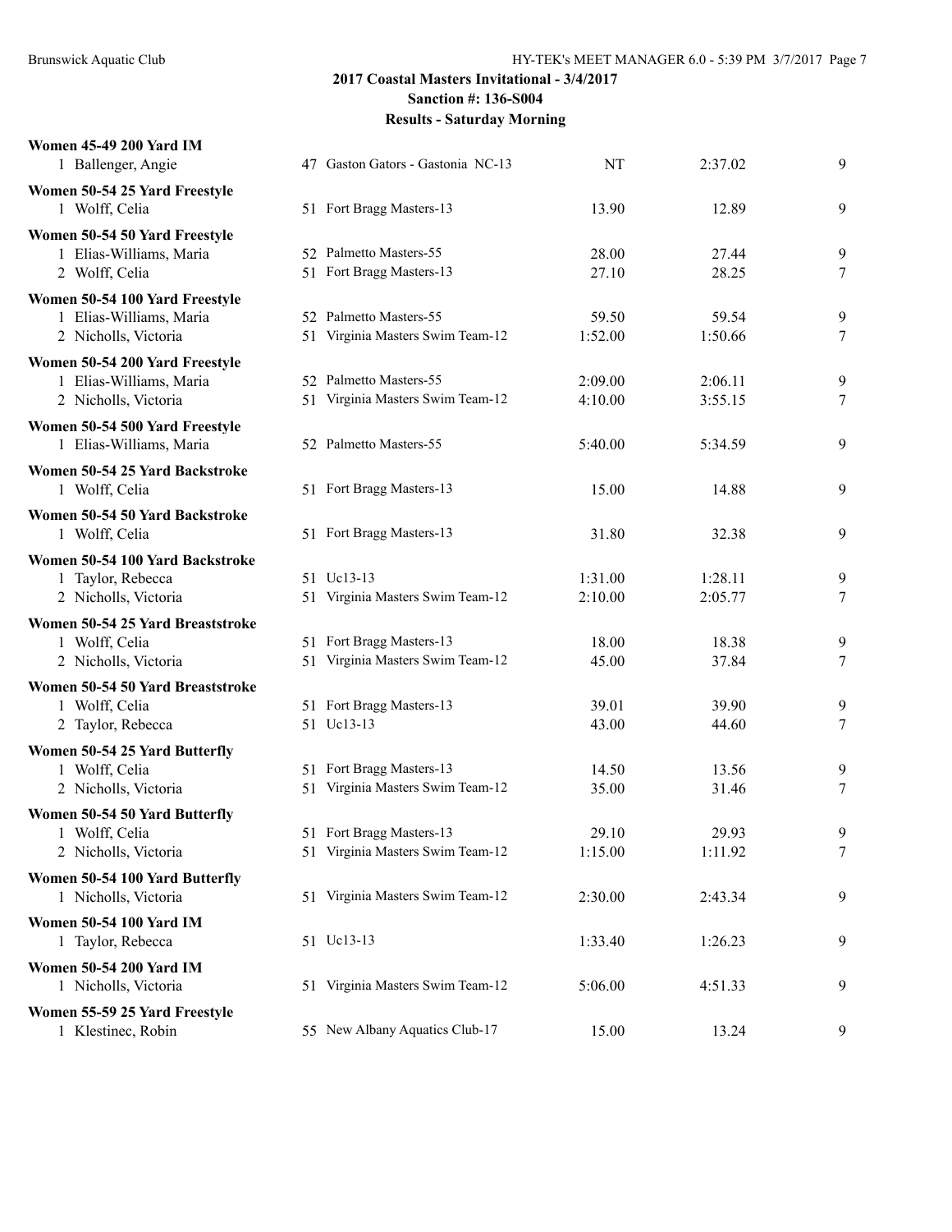# 2017 Coastal Masters Invitational - 3/4/2017

## Sanction #: 136-S004

### Results - Saturday Morning

**Women 45-49 200 Yard IM**

| Place | Name | Age | Team | Seed Time | Finals Time | Points |
|---|---|---|---|---|---|---|
| 1 | Ballenger, Angie | 47 | Gaston Gators - Gastonia NC-13 | NT | 2:37.02 | 9 |

**Women 50-54 25 Yard Freestyle**

| Place | Name | Age | Team | Seed Time | Finals Time | Points |
|---|---|---|---|---|---|---|
| 1 | Wolff, Celia | 51 | Fort Bragg Masters-13 | 13.90 | 12.89 | 9 |

**Women 50-54 50 Yard Freestyle**

| Place | Name | Age | Team | Seed Time | Finals Time | Points |
|---|---|---|---|---|---|---|
| 1 | Elias-Williams, Maria | 52 | Palmetto Masters-55 | 28.00 | 27.44 | 9 |
| 2 | Wolff, Celia | 51 | Fort Bragg Masters-13 | 27.10 | 28.25 | 7 |

**Women 50-54 100 Yard Freestyle**

| Place | Name | Age | Team | Seed Time | Finals Time | Points |
|---|---|---|---|---|---|---|
| 1 | Elias-Williams, Maria | 52 | Palmetto Masters-55 | 59.50 | 59.54 | 9 |
| 2 | Nicholls, Victoria | 51 | Virginia Masters Swim Team-12 | 1:52.00 | 1:50.66 | 7 |

**Women 50-54 200 Yard Freestyle**

| Place | Name | Age | Team | Seed Time | Finals Time | Points |
|---|---|---|---|---|---|---|
| 1 | Elias-Williams, Maria | 52 | Palmetto Masters-55 | 2:09.00 | 2:06.11 | 9 |
| 2 | Nicholls, Victoria | 51 | Virginia Masters Swim Team-12 | 4:10.00 | 3:55.15 | 7 |

**Women 50-54 500 Yard Freestyle**

| Place | Name | Age | Team | Seed Time | Finals Time | Points |
|---|---|---|---|---|---|---|
| 1 | Elias-Williams, Maria | 52 | Palmetto Masters-55 | 5:40.00 | 5:34.59 | 9 |

**Women 50-54 25 Yard Backstroke**

| Place | Name | Age | Team | Seed Time | Finals Time | Points |
|---|---|---|---|---|---|---|
| 1 | Wolff, Celia | 51 | Fort Bragg Masters-13 | 15.00 | 14.88 | 9 |

**Women 50-54 50 Yard Backstroke**

| Place | Name | Age | Team | Seed Time | Finals Time | Points |
|---|---|---|---|---|---|---|
| 1 | Wolff, Celia | 51 | Fort Bragg Masters-13 | 31.80 | 32.38 | 9 |

**Women 50-54 100 Yard Backstroke**

| Place | Name | Age | Team | Seed Time | Finals Time | Points |
|---|---|---|---|---|---|---|
| 1 | Taylor, Rebecca | 51 | Uc13-13 | 1:31.00 | 1:28.11 | 9 |
| 2 | Nicholls, Victoria | 51 | Virginia Masters Swim Team-12 | 2:10.00 | 2:05.77 | 7 |

**Women 50-54 25 Yard Breaststroke**

| Place | Name | Age | Team | Seed Time | Finals Time | Points |
|---|---|---|---|---|---|---|
| 1 | Wolff, Celia | 51 | Fort Bragg Masters-13 | 18.00 | 18.38 | 9 |
| 2 | Nicholls, Victoria | 51 | Virginia Masters Swim Team-12 | 45.00 | 37.84 | 7 |

**Women 50-54 50 Yard Breaststroke**

| Place | Name | Age | Team | Seed Time | Finals Time | Points |
|---|---|---|---|---|---|---|
| 1 | Wolff, Celia | 51 | Fort Bragg Masters-13 | 39.01 | 39.90 | 9 |
| 2 | Taylor, Rebecca | 51 | Uc13-13 | 43.00 | 44.60 | 7 |

**Women 50-54 25 Yard Butterfly**

| Place | Name | Age | Team | Seed Time | Finals Time | Points |
|---|---|---|---|---|---|---|
| 1 | Wolff, Celia | 51 | Fort Bragg Masters-13 | 14.50 | 13.56 | 9 |
| 2 | Nicholls, Victoria | 51 | Virginia Masters Swim Team-12 | 35.00 | 31.46 | 7 |

**Women 50-54 50 Yard Butterfly**

| Place | Name | Age | Team | Seed Time | Finals Time | Points |
|---|---|---|---|---|---|---|
| 1 | Wolff, Celia | 51 | Fort Bragg Masters-13 | 29.10 | 29.93 | 9 |
| 2 | Nicholls, Victoria | 51 | Virginia Masters Swim Team-12 | 1:15.00 | 1:11.92 | 7 |

**Women 50-54 100 Yard Butterfly**

| Place | Name | Age | Team | Seed Time | Finals Time | Points |
|---|---|---|---|---|---|---|
| 1 | Nicholls, Victoria | 51 | Virginia Masters Swim Team-12 | 2:30.00 | 2:43.34 | 9 |

**Women 50-54 100 Yard IM**

| Place | Name | Age | Team | Seed Time | Finals Time | Points |
|---|---|---|---|---|---|---|
| 1 | Taylor, Rebecca | 51 | Uc13-13 | 1:33.40 | 1:26.23 | 9 |

**Women 50-54 200 Yard IM**

| Place | Name | Age | Team | Seed Time | Finals Time | Points |
|---|---|---|---|---|---|---|
| 1 | Nicholls, Victoria | 51 | Virginia Masters Swim Team-12 | 5:06.00 | 4:51.33 | 9 |

**Women 55-59 25 Yard Freestyle**

| Place | Name | Age | Team | Seed Time | Finals Time | Points |
|---|---|---|---|---|---|---|
| 1 | Klestinec, Robin | 55 | New Albany Aquatics Club-17 | 15.00 | 13.24 | 9 |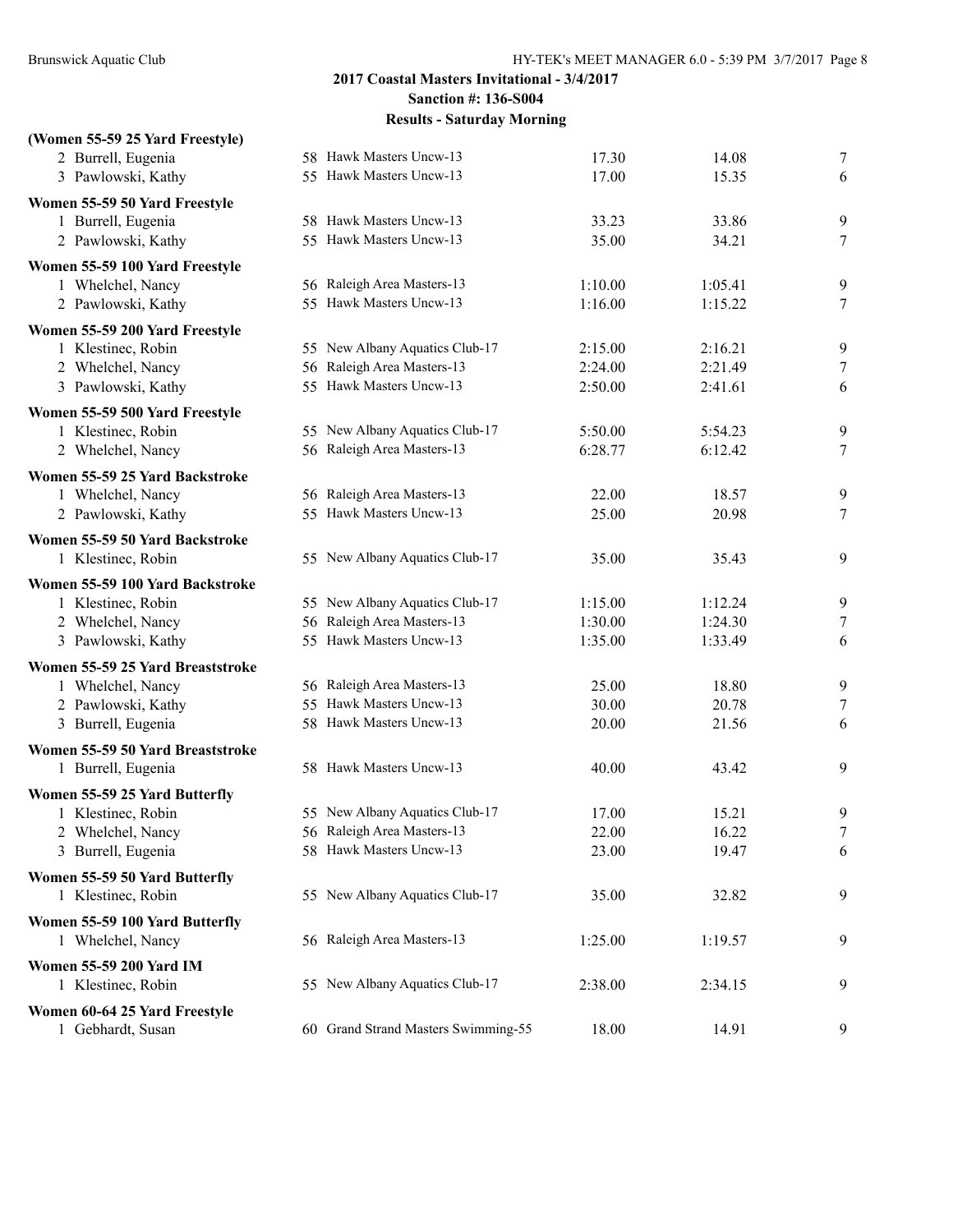## 2017 Coastal Masters Invitational - 3/4/2017

**Sanction #: 136-S004**

**Results - Saturday Morning**

**(Women 55-59 25 Yard Freestyle)**

| | Name | Age | Team | Seed Time | Finals Time | Points |
|---|---|---|---|---|---|---|
| 2 | Burrell, Eugenia | 58 | Hawk Masters Uncw-13 | 17.30 | 14.08 | 7 |
| 3 | Pawlowski, Kathy | 55 | Hawk Masters Uncw-13 | 17.00 | 15.35 | 6 |

**Women 55-59 50 Yard Freestyle**

| | Name | Age | Team | Seed Time | Finals Time | Points |
|---|---|---|---|---|---|---|
| 1 | Burrell, Eugenia | 58 | Hawk Masters Uncw-13 | 33.23 | 33.86 | 9 |
| 2 | Pawlowski, Kathy | 55 | Hawk Masters Uncw-13 | 35.00 | 34.21 | 7 |

**Women 55-59 100 Yard Freestyle**

| | Name | Age | Team | Seed Time | Finals Time | Points |
|---|---|---|---|---|---|---|
| 1 | Whelchel, Nancy | 56 | Raleigh Area Masters-13 | 1:10.00 | 1:05.41 | 9 |
| 2 | Pawlowski, Kathy | 55 | Hawk Masters Uncw-13 | 1:16.00 | 1:15.22 | 7 |

**Women 55-59 200 Yard Freestyle**

| | Name | Age | Team | Seed Time | Finals Time | Points |
|---|---|---|---|---|---|---|
| 1 | Klestinec, Robin | 55 | New Albany Aquatics Club-17 | 2:15.00 | 2:16.21 | 9 |
| 2 | Whelchel, Nancy | 56 | Raleigh Area Masters-13 | 2:24.00 | 2:21.49 | 7 |
| 3 | Pawlowski, Kathy | 55 | Hawk Masters Uncw-13 | 2:50.00 | 2:41.61 | 6 |

**Women 55-59 500 Yard Freestyle**

| | Name | Age | Team | Seed Time | Finals Time | Points |
|---|---|---|---|---|---|---|
| 1 | Klestinec, Robin | 55 | New Albany Aquatics Club-17 | 5:50.00 | 5:54.23 | 9 |
| 2 | Whelchel, Nancy | 56 | Raleigh Area Masters-13 | 6:28.77 | 6:12.42 | 7 |

**Women 55-59 25 Yard Backstroke**

| | Name | Age | Team | Seed Time | Finals Time | Points |
|---|---|---|---|---|---|---|
| 1 | Whelchel, Nancy | 56 | Raleigh Area Masters-13 | 22.00 | 18.57 | 9 |
| 2 | Pawlowski, Kathy | 55 | Hawk Masters Uncw-13 | 25.00 | 20.98 | 7 |

**Women 55-59 50 Yard Backstroke**

| | Name | Age | Team | Seed Time | Finals Time | Points |
|---|---|---|---|---|---|---|
| 1 | Klestinec, Robin | 55 | New Albany Aquatics Club-17 | 35.00 | 35.43 | 9 |

**Women 55-59 100 Yard Backstroke**

| | Name | Age | Team | Seed Time | Finals Time | Points |
|---|---|---|---|---|---|---|
| 1 | Klestinec, Robin | 55 | New Albany Aquatics Club-17 | 1:15.00 | 1:12.24 | 9 |
| 2 | Whelchel, Nancy | 56 | Raleigh Area Masters-13 | 1:30.00 | 1:24.30 | 7 |
| 3 | Pawlowski, Kathy | 55 | Hawk Masters Uncw-13 | 1:35.00 | 1:33.49 | 6 |

**Women 55-59 25 Yard Breaststroke**

| | Name | Age | Team | Seed Time | Finals Time | Points |
|---|---|---|---|---|---|---|
| 1 | Whelchel, Nancy | 56 | Raleigh Area Masters-13 | 25.00 | 18.80 | 9 |
| 2 | Pawlowski, Kathy | 55 | Hawk Masters Uncw-13 | 30.00 | 20.78 | 7 |
| 3 | Burrell, Eugenia | 58 | Hawk Masters Uncw-13 | 20.00 | 21.56 | 6 |

**Women 55-59 50 Yard Breaststroke**

| | Name | Age | Team | Seed Time | Finals Time | Points |
|---|---|---|---|---|---|---|
| 1 | Burrell, Eugenia | 58 | Hawk Masters Uncw-13 | 40.00 | 43.42 | 9 |

**Women 55-59 25 Yard Butterfly**

| | Name | Age | Team | Seed Time | Finals Time | Points |
|---|---|---|---|---|---|---|
| 1 | Klestinec, Robin | 55 | New Albany Aquatics Club-17 | 17.00 | 15.21 | 9 |
| 2 | Whelchel, Nancy | 56 | Raleigh Area Masters-13 | 22.00 | 16.22 | 7 |
| 3 | Burrell, Eugenia | 58 | Hawk Masters Uncw-13 | 23.00 | 19.47 | 6 |

**Women 55-59 50 Yard Butterfly**

| | Name | Age | Team | Seed Time | Finals Time | Points |
|---|---|---|---|---|---|---|
| 1 | Klestinec, Robin | 55 | New Albany Aquatics Club-17 | 35.00 | 32.82 | 9 |

**Women 55-59 100 Yard Butterfly**

| | Name | Age | Team | Seed Time | Finals Time | Points |
|---|---|---|---|---|---|---|
| 1 | Whelchel, Nancy | 56 | Raleigh Area Masters-13 | 1:25.00 | 1:19.57 | 9 |

**Women 55-59 200 Yard IM**

| | Name | Age | Team | Seed Time | Finals Time | Points |
|---|---|---|---|---|---|---|
| 1 | Klestinec, Robin | 55 | New Albany Aquatics Club-17 | 2:38.00 | 2:34.15 | 9 |

**Women 60-64 25 Yard Freestyle**

| | Name | Age | Team | Seed Time | Finals Time | Points |
|---|---|---|---|---|---|---|
| 1 | Gebhardt, Susan | 60 | Grand Strand Masters Swimming-55 | 18.00 | 14.91 | 9 |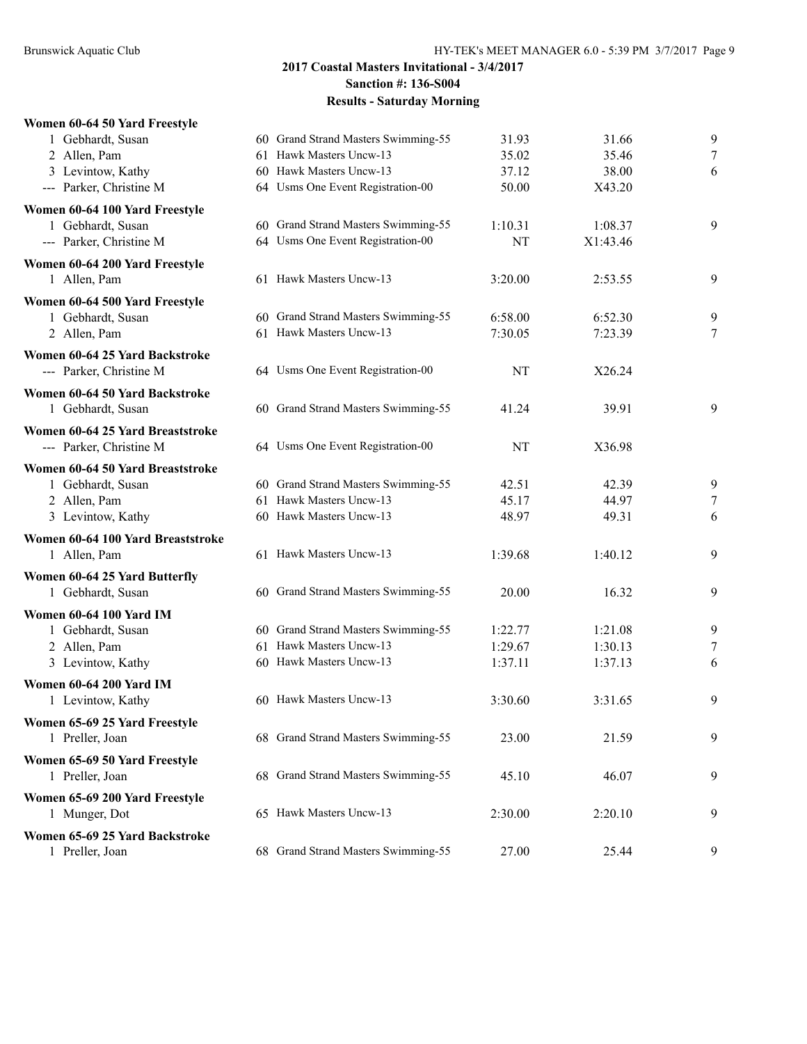## 2017 Coastal Masters Invitational - 3/4/2017
## Sanction #: 136-S004
## Results - Saturday Morning

**Women 60-64 50 Yard Freestyle**

| Place | Name | Age | Team | Seed Time | Finals Time | Points |
|---|---|---|---|---|---|---|
| 1 | Gebhardt, Susan | 60 | Grand Strand Masters Swimming-55 | 31.93 | 31.66 | 9 |
| 2 | Allen, Pam | 61 | Hawk Masters Uncw-13 | 35.02 | 35.46 | 7 |
| 3 | Levintow, Kathy | 60 | Hawk Masters Uncw-13 | 37.12 | 38.00 | 6 |
| --- | Parker, Christine M | 64 | Usms One Event Registration-00 | 50.00 | X43.20 | |

**Women 60-64 100 Yard Freestyle**

| Place | Name | Age | Team | Seed Time | Finals Time | Points |
|---|---|---|---|---|---|---|
| 1 | Gebhardt, Susan | 60 | Grand Strand Masters Swimming-55 | 1:10.31 | 1:08.37 | 9 |
| --- | Parker, Christine M | 64 | Usms One Event Registration-00 | NT | X1:43.46 | |

**Women 60-64 200 Yard Freestyle**

| Place | Name | Age | Team | Seed Time | Finals Time | Points |
|---|---|---|---|---|---|---|
| 1 | Allen, Pam | 61 | Hawk Masters Uncw-13 | 3:20.00 | 2:53.55 | 9 |

**Women 60-64 500 Yard Freestyle**

| Place | Name | Age | Team | Seed Time | Finals Time | Points |
|---|---|---|---|---|---|---|
| 1 | Gebhardt, Susan | 60 | Grand Strand Masters Swimming-55 | 6:58.00 | 6:52.30 | 9 |
| 2 | Allen, Pam | 61 | Hawk Masters Uncw-13 | 7:30.05 | 7:23.39 | 7 |

**Women 60-64 25 Yard Backstroke**

| Place | Name | Age | Team | Seed Time | Finals Time | Points |
|---|---|---|---|---|---|---|
| --- | Parker, Christine M | 64 | Usms One Event Registration-00 | NT | X26.24 | |

**Women 60-64 50 Yard Backstroke**

| Place | Name | Age | Team | Seed Time | Finals Time | Points |
|---|---|---|---|---|---|---|
| 1 | Gebhardt, Susan | 60 | Grand Strand Masters Swimming-55 | 41.24 | 39.91 | 9 |

**Women 60-64 25 Yard Breaststroke**

| Place | Name | Age | Team | Seed Time | Finals Time | Points |
|---|---|---|---|---|---|---|
| --- | Parker, Christine M | 64 | Usms One Event Registration-00 | NT | X36.98 | |

**Women 60-64 50 Yard Breaststroke**

| Place | Name | Age | Team | Seed Time | Finals Time | Points |
|---|---|---|---|---|---|---|
| 1 | Gebhardt, Susan | 60 | Grand Strand Masters Swimming-55 | 42.51 | 42.39 | 9 |
| 2 | Allen, Pam | 61 | Hawk Masters Uncw-13 | 45.17 | 44.97 | 7 |
| 3 | Levintow, Kathy | 60 | Hawk Masters Uncw-13 | 48.97 | 49.31 | 6 |

**Women 60-64 100 Yard Breaststroke**

| Place | Name | Age | Team | Seed Time | Finals Time | Points |
|---|---|---|---|---|---|---|
| 1 | Allen, Pam | 61 | Hawk Masters Uncw-13 | 1:39.68 | 1:40.12 | 9 |

**Women 60-64 25 Yard Butterfly**

| Place | Name | Age | Team | Seed Time | Finals Time | Points |
|---|---|---|---|---|---|---|
| 1 | Gebhardt, Susan | 60 | Grand Strand Masters Swimming-55 | 20.00 | 16.32 | 9 |

**Women 60-64 100 Yard IM**

| Place | Name | Age | Team | Seed Time | Finals Time | Points |
|---|---|---|---|---|---|---|
| 1 | Gebhardt, Susan | 60 | Grand Strand Masters Swimming-55 | 1:22.77 | 1:21.08 | 9 |
| 2 | Allen, Pam | 61 | Hawk Masters Uncw-13 | 1:29.67 | 1:30.13 | 7 |
| 3 | Levintow, Kathy | 60 | Hawk Masters Uncw-13 | 1:37.11 | 1:37.13 | 6 |

**Women 60-64 200 Yard IM**

| Place | Name | Age | Team | Seed Time | Finals Time | Points |
|---|---|---|---|---|---|---|
| 1 | Levintow, Kathy | 60 | Hawk Masters Uncw-13 | 3:30.60 | 3:31.65 | 9 |

**Women 65-69 25 Yard Freestyle**

| Place | Name | Age | Team | Seed Time | Finals Time | Points |
|---|---|---|---|---|---|---|
| 1 | Preller, Joan | 68 | Grand Strand Masters Swimming-55 | 23.00 | 21.59 | 9 |

**Women 65-69 50 Yard Freestyle**

| Place | Name | Age | Team | Seed Time | Finals Time | Points |
|---|---|---|---|---|---|---|
| 1 | Preller, Joan | 68 | Grand Strand Masters Swimming-55 | 45.10 | 46.07 | 9 |

**Women 65-69 200 Yard Freestyle**

| Place | Name | Age | Team | Seed Time | Finals Time | Points |
|---|---|---|---|---|---|---|
| 1 | Munger, Dot | 65 | Hawk Masters Uncw-13 | 2:30.00 | 2:20.10 | 9 |

**Women 65-69 25 Yard Backstroke**

| Place | Name | Age | Team | Seed Time | Finals Time | Points |
|---|---|---|---|---|---|---|
| 1 | Preller, Joan | 68 | Grand Strand Masters Swimming-55 | 27.00 | 25.44 | 9 |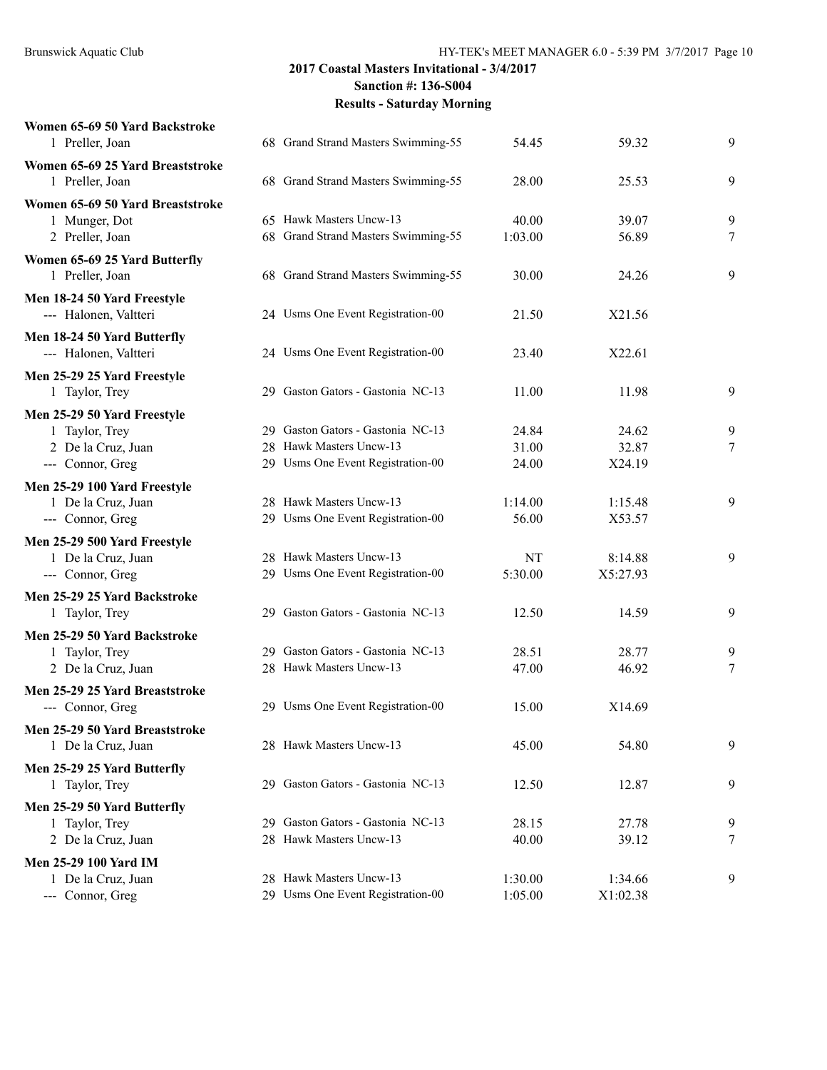## 2017 Coastal Masters Invitational - 3/4/2017
**Sanction #: 136-S004**
**Results - Saturday Morning**

**Women 65-69 50 Yard Backstroke**

| Place | Name | Age | Team | Seed | Finals | Points |
|---|---|---|---|---|---|---|
| 1 | Preller, Joan | 68 | Grand Strand Masters Swimming-55 | 54.45 | 59.32 | 9 |

**Women 65-69 25 Yard Breaststroke**

| Place | Name | Age | Team | Seed | Finals | Points |
|---|---|---|---|---|---|---|
| 1 | Preller, Joan | 68 | Grand Strand Masters Swimming-55 | 28.00 | 25.53 | 9 |

**Women 65-69 50 Yard Breaststroke**

| Place | Name | Age | Team | Seed | Finals | Points |
|---|---|---|---|---|---|---|
| 1 | Munger, Dot | 65 | Hawk Masters Uncw-13 | 40.00 | 39.07 | 9 |
| 2 | Preller, Joan | 68 | Grand Strand Masters Swimming-55 | 1:03.00 | 56.89 | 7 |

**Women 65-69 25 Yard Butterfly**

| Place | Name | Age | Team | Seed | Finals | Points |
|---|---|---|---|---|---|---|
| 1 | Preller, Joan | 68 | Grand Strand Masters Swimming-55 | 30.00 | 24.26 | 9 |

**Men 18-24 50 Yard Freestyle**

| Place | Name | Age | Team | Seed | Finals | Points |
|---|---|---|---|---|---|---|
| --- | Halonen, Valtteri | 24 | Usms One Event Registration-00 | 21.50 | X21.56 | |

**Men 18-24 50 Yard Butterfly**

| Place | Name | Age | Team | Seed | Finals | Points |
|---|---|---|---|---|---|---|
| --- | Halonen, Valtteri | 24 | Usms One Event Registration-00 | 23.40 | X22.61 | |

**Men 25-29 25 Yard Freestyle**

| Place | Name | Age | Team | Seed | Finals | Points |
|---|---|---|---|---|---|---|
| 1 | Taylor, Trey | 29 | Gaston Gators - Gastonia NC-13 | 11.00 | 11.98 | 9 |

**Men 25-29 50 Yard Freestyle**

| Place | Name | Age | Team | Seed | Finals | Points |
|---|---|---|---|---|---|---|
| 1 | Taylor, Trey | 29 | Gaston Gators - Gastonia NC-13 | 24.84 | 24.62 | 9 |
| 2 | De la Cruz, Juan | 28 | Hawk Masters Uncw-13 | 31.00 | 32.87 | 7 |
| --- | Connor, Greg | 29 | Usms One Event Registration-00 | 24.00 | X24.19 | |

**Men 25-29 100 Yard Freestyle**

| Place | Name | Age | Team | Seed | Finals | Points |
|---|---|---|---|---|---|---|
| 1 | De la Cruz, Juan | 28 | Hawk Masters Uncw-13 | 1:14.00 | 1:15.48 | 9 |
| --- | Connor, Greg | 29 | Usms One Event Registration-00 | 56.00 | X53.57 | |

**Men 25-29 500 Yard Freestyle**

| Place | Name | Age | Team | Seed | Finals | Points |
|---|---|---|---|---|---|---|
| 1 | De la Cruz, Juan | 28 | Hawk Masters Uncw-13 | NT | 8:14.88 | 9 |
| --- | Connor, Greg | 29 | Usms One Event Registration-00 | 5:30.00 | X5:27.93 | |

**Men 25-29 25 Yard Backstroke**

| Place | Name | Age | Team | Seed | Finals | Points |
|---|---|---|---|---|---|---|
| 1 | Taylor, Trey | 29 | Gaston Gators - Gastonia NC-13 | 12.50 | 14.59 | 9 |

**Men 25-29 50 Yard Backstroke**

| Place | Name | Age | Team | Seed | Finals | Points |
|---|---|---|---|---|---|---|
| 1 | Taylor, Trey | 29 | Gaston Gators - Gastonia NC-13 | 28.51 | 28.77 | 9 |
| 2 | De la Cruz, Juan | 28 | Hawk Masters Uncw-13 | 47.00 | 46.92 | 7 |

**Men 25-29 25 Yard Breaststroke**

| Place | Name | Age | Team | Seed | Finals | Points |
|---|---|---|---|---|---|---|
| --- | Connor, Greg | 29 | Usms One Event Registration-00 | 15.00 | X14.69 | |

**Men 25-29 50 Yard Breaststroke**

| Place | Name | Age | Team | Seed | Finals | Points |
|---|---|---|---|---|---|---|
| 1 | De la Cruz, Juan | 28 | Hawk Masters Uncw-13 | 45.00 | 54.80 | 9 |

**Men 25-29 25 Yard Butterfly**

| Place | Name | Age | Team | Seed | Finals | Points |
|---|---|---|---|---|---|---|
| 1 | Taylor, Trey | 29 | Gaston Gators - Gastonia NC-13 | 12.50 | 12.87 | 9 |

**Men 25-29 50 Yard Butterfly**

| Place | Name | Age | Team | Seed | Finals | Points |
|---|---|---|---|---|---|---|
| 1 | Taylor, Trey | 29 | Gaston Gators - Gastonia NC-13 | 28.15 | 27.78 | 9 |
| 2 | De la Cruz, Juan | 28 | Hawk Masters Uncw-13 | 40.00 | 39.12 | 7 |

**Men 25-29 100 Yard IM**

| Place | Name | Age | Team | Seed | Finals | Points |
|---|---|---|---|---|---|---|
| 1 | De la Cruz, Juan | 28 | Hawk Masters Uncw-13 | 1:30.00 | 1:34.66 | 9 |
| --- | Connor, Greg | 29 | Usms One Event Registration-00 | 1:05.00 | X1:02.38 | |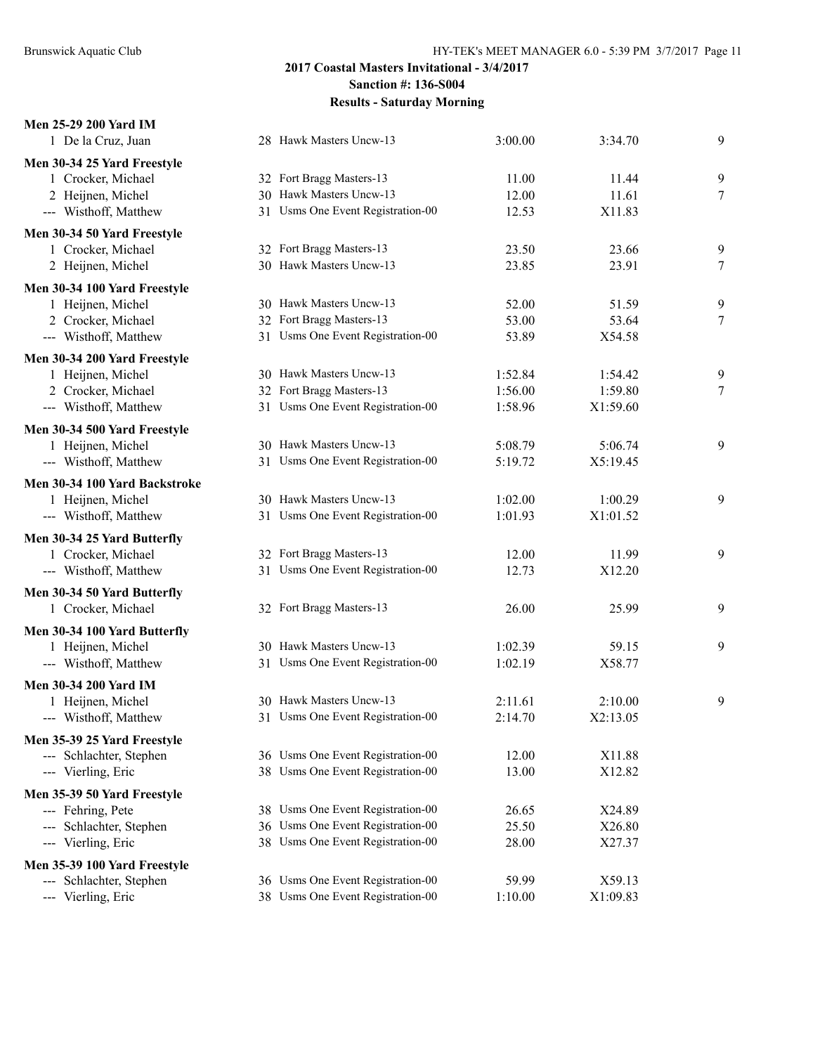## 2017 Coastal Masters Invitational - 3/4/2017
## Sanction #: 136-S004
## Results - Saturday Morning

**Men 25-29 200 Yard IM**

| | Name | Age | Team | Seed Time | Finals Time | Points |
|---|---|---|---|---|---|---|
| 1 | De la Cruz, Juan | 28 | Hawk Masters Uncw-13 | 3:00.00 | 3:34.70 | 9 |

**Men 30-34 25 Yard Freestyle**

| | Name | Age | Team | Seed Time | Finals Time | Points |
|---|---|---|---|---|---|---|
| 1 | Crocker, Michael | 32 | Fort Bragg Masters-13 | 11.00 | 11.44 | 9 |
| 2 | Heijnen, Michel | 30 | Hawk Masters Uncw-13 | 12.00 | 11.61 | 7 |
| --- | Wisthoff, Matthew | 31 | Usms One Event Registration-00 | 12.53 | X11.83 | |

**Men 30-34 50 Yard Freestyle**

| | Name | Age | Team | Seed Time | Finals Time | Points |
|---|---|---|---|---|---|---|
| 1 | Crocker, Michael | 32 | Fort Bragg Masters-13 | 23.50 | 23.66 | 9 |
| 2 | Heijnen, Michel | 30 | Hawk Masters Uncw-13 | 23.85 | 23.91 | 7 |

**Men 30-34 100 Yard Freestyle**

| | Name | Age | Team | Seed Time | Finals Time | Points |
|---|---|---|---|---|---|---|
| 1 | Heijnen, Michel | 30 | Hawk Masters Uncw-13 | 52.00 | 51.59 | 9 |
| 2 | Crocker, Michael | 32 | Fort Bragg Masters-13 | 53.00 | 53.64 | 7 |
| --- | Wisthoff, Matthew | 31 | Usms One Event Registration-00 | 53.89 | X54.58 | |

**Men 30-34 200 Yard Freestyle**

| | Name | Age | Team | Seed Time | Finals Time | Points |
|---|---|---|---|---|---|---|
| 1 | Heijnen, Michel | 30 | Hawk Masters Uncw-13 | 1:52.84 | 1:54.42 | 9 |
| 2 | Crocker, Michael | 32 | Fort Bragg Masters-13 | 1:56.00 | 1:59.80 | 7 |
| --- | Wisthoff, Matthew | 31 | Usms One Event Registration-00 | 1:58.96 | X1:59.60 | |

**Men 30-34 500 Yard Freestyle**

| | Name | Age | Team | Seed Time | Finals Time | Points |
|---|---|---|---|---|---|---|
| 1 | Heijnen, Michel | 30 | Hawk Masters Uncw-13 | 5:08.79 | 5:06.74 | 9 |
| --- | Wisthoff, Matthew | 31 | Usms One Event Registration-00 | 5:19.72 | X5:19.45 | |

**Men 30-34 100 Yard Backstroke**

| | Name | Age | Team | Seed Time | Finals Time | Points |
|---|---|---|---|---|---|---|
| 1 | Heijnen, Michel | 30 | Hawk Masters Uncw-13 | 1:02.00 | 1:00.29 | 9 |
| --- | Wisthoff, Matthew | 31 | Usms One Event Registration-00 | 1:01.93 | X1:01.52 | |

**Men 30-34 25 Yard Butterfly**

| | Name | Age | Team | Seed Time | Finals Time | Points |
|---|---|---|---|---|---|---|
| 1 | Crocker, Michael | 32 | Fort Bragg Masters-13 | 12.00 | 11.99 | 9 |
| --- | Wisthoff, Matthew | 31 | Usms One Event Registration-00 | 12.73 | X12.20 | |

**Men 30-34 50 Yard Butterfly**

| | Name | Age | Team | Seed Time | Finals Time | Points |
|---|---|---|---|---|---|---|
| 1 | Crocker, Michael | 32 | Fort Bragg Masters-13 | 26.00 | 25.99 | 9 |

**Men 30-34 100 Yard Butterfly**

| | Name | Age | Team | Seed Time | Finals Time | Points |
|---|---|---|---|---|---|---|
| 1 | Heijnen, Michel | 30 | Hawk Masters Uncw-13 | 1:02.39 | 59.15 | 9 |
| --- | Wisthoff, Matthew | 31 | Usms One Event Registration-00 | 1:02.19 | X58.77 | |

**Men 30-34 200 Yard IM**

| | Name | Age | Team | Seed Time | Finals Time | Points |
|---|---|---|---|---|---|---|
| 1 | Heijnen, Michel | 30 | Hawk Masters Uncw-13 | 2:11.61 | 2:10.00 | 9 |
| --- | Wisthoff, Matthew | 31 | Usms One Event Registration-00 | 2:14.70 | X2:13.05 | |

**Men 35-39 25 Yard Freestyle**

| | Name | Age | Team | Seed Time | Finals Time | Points |
|---|---|---|---|---|---|---|
| --- | Schlachter, Stephen | 36 | Usms One Event Registration-00 | 12.00 | X11.88 | |
| --- | Vierling, Eric | 38 | Usms One Event Registration-00 | 13.00 | X12.82 | |

**Men 35-39 50 Yard Freestyle**

| | Name | Age | Team | Seed Time | Finals Time | Points |
|---|---|---|---|---|---|---|
| --- | Fehring, Pete | 38 | Usms One Event Registration-00 | 26.65 | X24.89 | |
| --- | Schlachter, Stephen | 36 | Usms One Event Registration-00 | 25.50 | X26.80 | |
| --- | Vierling, Eric | 38 | Usms One Event Registration-00 | 28.00 | X27.37 | |

**Men 35-39 100 Yard Freestyle**

| | Name | Age | Team | Seed Time | Finals Time | Points |
|---|---|---|---|---|---|---|
| --- | Schlachter, Stephen | 36 | Usms One Event Registration-00 | 59.99 | X59.13 | |
| --- | Vierling, Eric | 38 | Usms One Event Registration-00 | 1:10.00 | X1:09.83 | |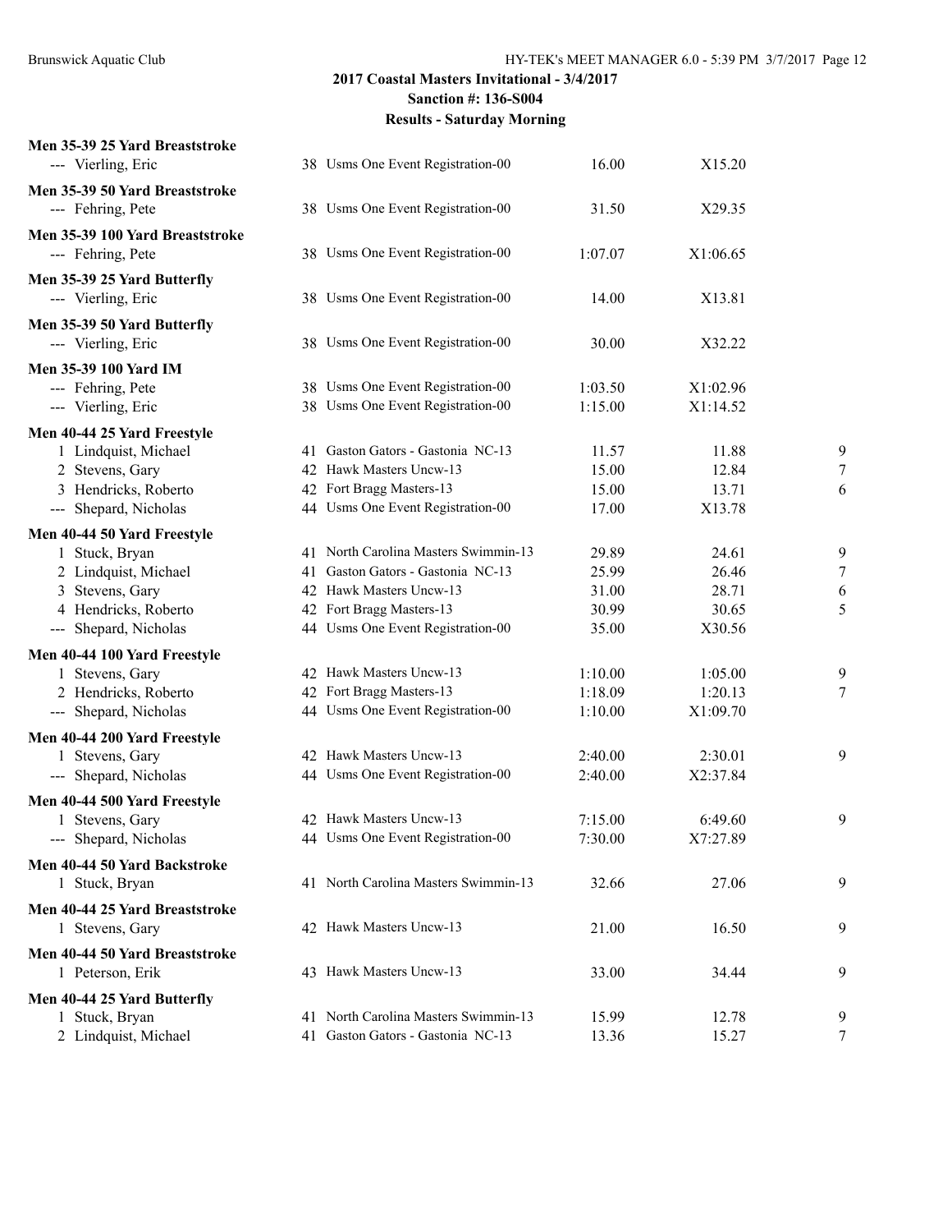## 2017 Coastal Masters Invitational - 3/4/2017
## Sanction #: 136-S004
## Results - Saturday Morning

**Men 35-39 25 Yard Breaststroke**

| | Name | Age | Team | Seed | Finals | Points |
|---|---|---|---|---|---|---|
| --- | Vierling, Eric | 38 | Usms One Event Registration-00 | 16.00 | X15.20 | |

**Men 35-39 50 Yard Breaststroke**

| | Name | Age | Team | Seed | Finals | Points |
|---|---|---|---|---|---|---|
| --- | Fehring, Pete | 38 | Usms One Event Registration-00 | 31.50 | X29.35 | |

**Men 35-39 100 Yard Breaststroke**

| | Name | Age | Team | Seed | Finals | Points |
|---|---|---|---|---|---|---|
| --- | Fehring, Pete | 38 | Usms One Event Registration-00 | 1:07.07 | X1:06.65 | |

**Men 35-39 25 Yard Butterfly**

| | Name | Age | Team | Seed | Finals | Points |
|---|---|---|---|---|---|---|
| --- | Vierling, Eric | 38 | Usms One Event Registration-00 | 14.00 | X13.81 | |

**Men 35-39 50 Yard Butterfly**

| | Name | Age | Team | Seed | Finals | Points |
|---|---|---|---|---|---|---|
| --- | Vierling, Eric | 38 | Usms One Event Registration-00 | 30.00 | X32.22 | |

**Men 35-39 100 Yard IM**

| | Name | Age | Team | Seed | Finals | Points |
|---|---|---|---|---|---|---|
| --- | Fehring, Pete | 38 | Usms One Event Registration-00 | 1:03.50 | X1:02.96 | |
| --- | Vierling, Eric | 38 | Usms One Event Registration-00 | 1:15.00 | X1:14.52 | |

**Men 40-44 25 Yard Freestyle**

| | Name | Age | Team | Seed | Finals | Points |
|---|---|---|---|---|---|---|
| 1 | Lindquist, Michael | 41 | Gaston Gators - Gastonia NC-13 | 11.57 | 11.88 | 9 |
| 2 | Stevens, Gary | 42 | Hawk Masters Uncw-13 | 15.00 | 12.84 | 7 |
| 3 | Hendricks, Roberto | 42 | Fort Bragg Masters-13 | 15.00 | 13.71 | 6 |
| --- | Shepard, Nicholas | 44 | Usms One Event Registration-00 | 17.00 | X13.78 | |

**Men 40-44 50 Yard Freestyle**

| | Name | Age | Team | Seed | Finals | Points |
|---|---|---|---|---|---|---|
| 1 | Stuck, Bryan | 41 | North Carolina Masters Swimmin-13 | 29.89 | 24.61 | 9 |
| 2 | Lindquist, Michael | 41 | Gaston Gators - Gastonia NC-13 | 25.99 | 26.46 | 7 |
| 3 | Stevens, Gary | 42 | Hawk Masters Uncw-13 | 31.00 | 28.71 | 6 |
| 4 | Hendricks, Roberto | 42 | Fort Bragg Masters-13 | 30.99 | 30.65 | 5 |
| --- | Shepard, Nicholas | 44 | Usms One Event Registration-00 | 35.00 | X30.56 | |

**Men 40-44 100 Yard Freestyle**

| | Name | Age | Team | Seed | Finals | Points |
|---|---|---|---|---|---|---|
| 1 | Stevens, Gary | 42 | Hawk Masters Uncw-13 | 1:10.00 | 1:05.00 | 9 |
| 2 | Hendricks, Roberto | 42 | Fort Bragg Masters-13 | 1:18.09 | 1:20.13 | 7 |
| --- | Shepard, Nicholas | 44 | Usms One Event Registration-00 | 1:10.00 | X1:09.70 | |

**Men 40-44 200 Yard Freestyle**

| | Name | Age | Team | Seed | Finals | Points |
|---|---|---|---|---|---|---|
| 1 | Stevens, Gary | 42 | Hawk Masters Uncw-13 | 2:40.00 | 2:30.01 | 9 |
| --- | Shepard, Nicholas | 44 | Usms One Event Registration-00 | 2:40.00 | X2:37.84 | |

**Men 40-44 500 Yard Freestyle**

| | Name | Age | Team | Seed | Finals | Points |
|---|---|---|---|---|---|---|
| 1 | Stevens, Gary | 42 | Hawk Masters Uncw-13 | 7:15.00 | 6:49.60 | 9 |
| --- | Shepard, Nicholas | 44 | Usms One Event Registration-00 | 7:30.00 | X7:27.89 | |

**Men 40-44 50 Yard Backstroke**

| | Name | Age | Team | Seed | Finals | Points |
|---|---|---|---|---|---|---|
| 1 | Stuck, Bryan | 41 | North Carolina Masters Swimmin-13 | 32.66 | 27.06 | 9 |

**Men 40-44 25 Yard Breaststroke**

| | Name | Age | Team | Seed | Finals | Points |
|---|---|---|---|---|---|---|
| 1 | Stevens, Gary | 42 | Hawk Masters Uncw-13 | 21.00 | 16.50 | 9 |

**Men 40-44 50 Yard Breaststroke**

| | Name | Age | Team | Seed | Finals | Points |
|---|---|---|---|---|---|---|
| 1 | Peterson, Erik | 43 | Hawk Masters Uncw-13 | 33.00 | 34.44 | 9 |

**Men 40-44 25 Yard Butterfly**

| | Name | Age | Team | Seed | Finals | Points |
|---|---|---|---|---|---|---|
| 1 | Stuck, Bryan | 41 | North Carolina Masters Swimmin-13 | 15.99 | 12.78 | 9 |
| 2 | Lindquist, Michael | 41 | Gaston Gators - Gastonia NC-13 | 13.36 | 15.27 | 7 |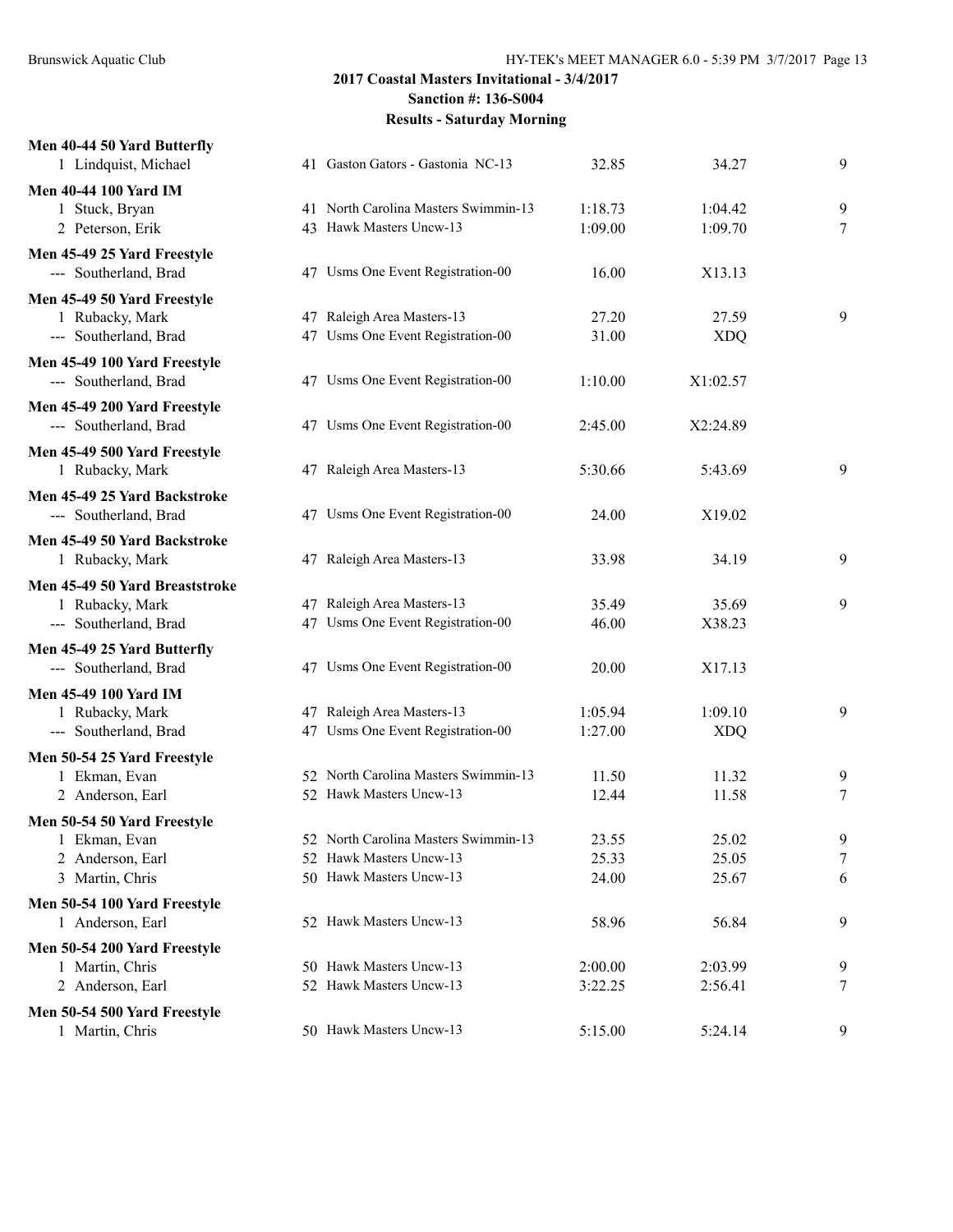## 2017 Coastal Masters Invitational - 3/4/2017
### Sanction #: 136-S004
### Results - Saturday Morning

**Men 40-44 50 Yard Butterfly**

| Place | Name | Age | Team | Seed Time | Finals Time | Points |
|---|---|---|---|---|---|---|
| 1 | Lindquist, Michael | 41 | Gaston Gators - Gastonia NC-13 | 32.85 | 34.27 | 9 |

**Men 40-44 100 Yard IM**

| Place | Name | Age | Team | Seed Time | Finals Time | Points |
|---|---|---|---|---|---|---|
| 1 | Stuck, Bryan | 41 | North Carolina Masters Swimmin-13 | 1:18.73 | 1:04.42 | 9 |
| 2 | Peterson, Erik | 43 | Hawk Masters Uncw-13 | 1:09.00 | 1:09.70 | 7 |

**Men 45-49 25 Yard Freestyle**

| Place | Name | Age | Team | Seed Time | Finals Time | Points |
|---|---|---|---|---|---|---|
| --- | Southerland, Brad | 47 | Usms One Event Registration-00 | 16.00 | X13.13 | |

**Men 45-49 50 Yard Freestyle**

| Place | Name | Age | Team | Seed Time | Finals Time | Points |
|---|---|---|---|---|---|---|
| 1 | Rubacky, Mark | 47 | Raleigh Area Masters-13 | 27.20 | 27.59 | 9 |
| --- | Southerland, Brad | 47 | Usms One Event Registration-00 | 31.00 | XDQ | |

**Men 45-49 100 Yard Freestyle**

| Place | Name | Age | Team | Seed Time | Finals Time | Points |
|---|---|---|---|---|---|---|
| --- | Southerland, Brad | 47 | Usms One Event Registration-00 | 1:10.00 | X1:02.57 | |

**Men 45-49 200 Yard Freestyle**

| Place | Name | Age | Team | Seed Time | Finals Time | Points |
|---|---|---|---|---|---|---|
| --- | Southerland, Brad | 47 | Usms One Event Registration-00 | 2:45.00 | X2:24.89 | |

**Men 45-49 500 Yard Freestyle**

| Place | Name | Age | Team | Seed Time | Finals Time | Points |
|---|---|---|---|---|---|---|
| 1 | Rubacky, Mark | 47 | Raleigh Area Masters-13 | 5:30.66 | 5:43.69 | 9 |

**Men 45-49 25 Yard Backstroke**

| Place | Name | Age | Team | Seed Time | Finals Time | Points |
|---|---|---|---|---|---|---|
| --- | Southerland, Brad | 47 | Usms One Event Registration-00 | 24.00 | X19.02 | |

**Men 45-49 50 Yard Backstroke**

| Place | Name | Age | Team | Seed Time | Finals Time | Points |
|---|---|---|---|---|---|---|
| 1 | Rubacky, Mark | 47 | Raleigh Area Masters-13 | 33.98 | 34.19 | 9 |

**Men 45-49 50 Yard Breaststroke**

| Place | Name | Age | Team | Seed Time | Finals Time | Points |
|---|---|---|---|---|---|---|
| 1 | Rubacky, Mark | 47 | Raleigh Area Masters-13 | 35.49 | 35.69 | 9 |
| --- | Southerland, Brad | 47 | Usms One Event Registration-00 | 46.00 | X38.23 | |

**Men 45-49 25 Yard Butterfly**

| Place | Name | Age | Team | Seed Time | Finals Time | Points |
|---|---|---|---|---|---|---|
| --- | Southerland, Brad | 47 | Usms One Event Registration-00 | 20.00 | X17.13 | |

**Men 45-49 100 Yard IM**

| Place | Name | Age | Team | Seed Time | Finals Time | Points |
|---|---|---|---|---|---|---|
| 1 | Rubacky, Mark | 47 | Raleigh Area Masters-13 | 1:05.94 | 1:09.10 | 9 |
| --- | Southerland, Brad | 47 | Usms One Event Registration-00 | 1:27.00 | XDQ | |

**Men 50-54 25 Yard Freestyle**

| Place | Name | Age | Team | Seed Time | Finals Time | Points |
|---|---|---|---|---|---|---|
| 1 | Ekman, Evan | 52 | North Carolina Masters Swimmin-13 | 11.50 | 11.32 | 9 |
| 2 | Anderson, Earl | 52 | Hawk Masters Uncw-13 | 12.44 | 11.58 | 7 |

**Men 50-54 50 Yard Freestyle**

| Place | Name | Age | Team | Seed Time | Finals Time | Points |
|---|---|---|---|---|---|---|
| 1 | Ekman, Evan | 52 | North Carolina Masters Swimmin-13 | 23.55 | 25.02 | 9 |
| 2 | Anderson, Earl | 52 | Hawk Masters Uncw-13 | 25.33 | 25.05 | 7 |
| 3 | Martin, Chris | 50 | Hawk Masters Uncw-13 | 24.00 | 25.67 | 6 |

**Men 50-54 100 Yard Freestyle**

| Place | Name | Age | Team | Seed Time | Finals Time | Points |
|---|---|---|---|---|---|---|
| 1 | Anderson, Earl | 52 | Hawk Masters Uncw-13 | 58.96 | 56.84 | 9 |

**Men 50-54 200 Yard Freestyle**

| Place | Name | Age | Team | Seed Time | Finals Time | Points |
|---|---|---|---|---|---|---|
| 1 | Martin, Chris | 50 | Hawk Masters Uncw-13 | 2:00.00 | 2:03.99 | 9 |
| 2 | Anderson, Earl | 52 | Hawk Masters Uncw-13 | 3:22.25 | 2:56.41 | 7 |

**Men 50-54 500 Yard Freestyle**

| Place | Name | Age | Team | Seed Time | Finals Time | Points |
|---|---|---|---|---|---|---|
| 1 | Martin, Chris | 50 | Hawk Masters Uncw-13 | 5:15.00 | 5:24.14 | 9 |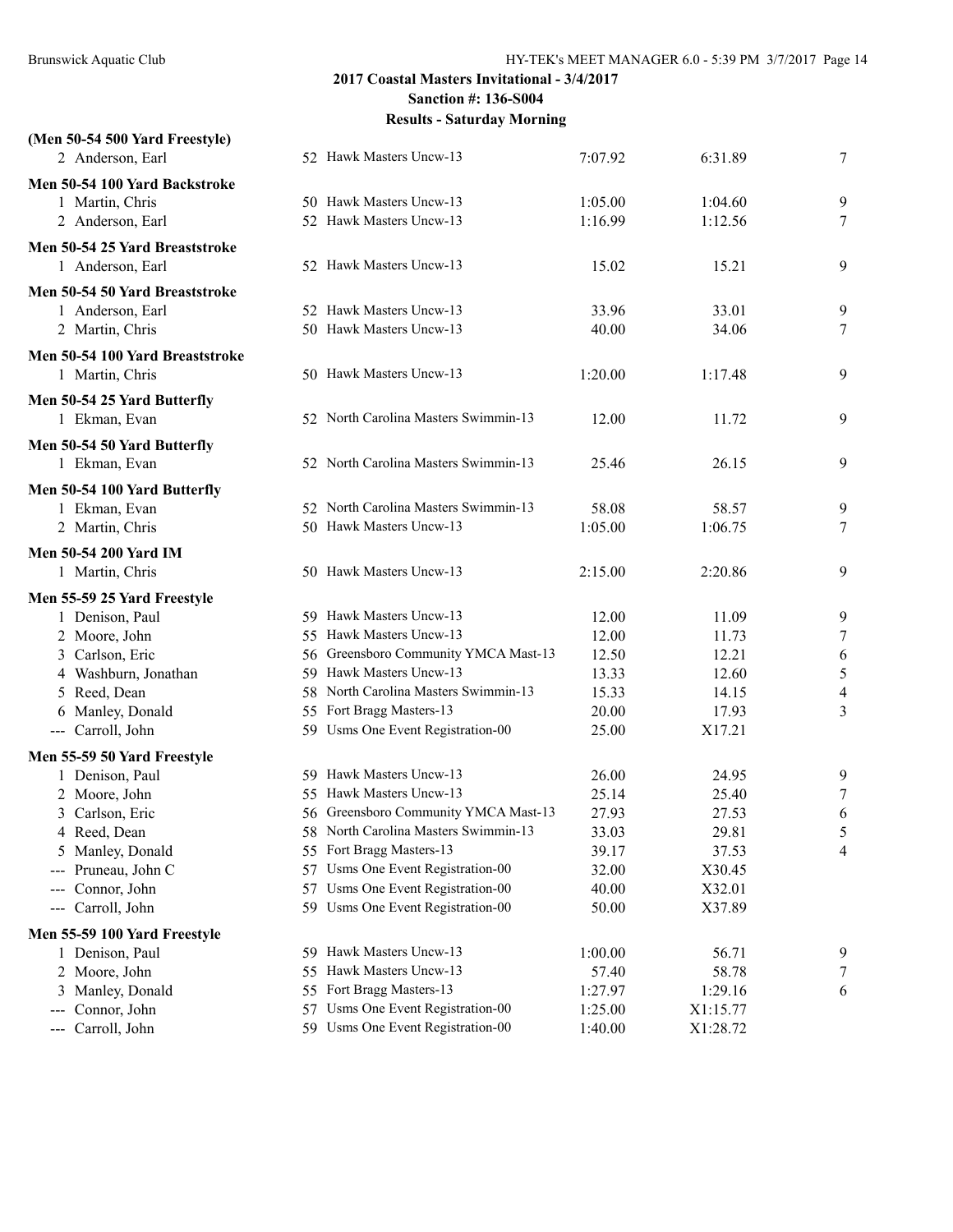**2017 Coastal Masters Invitational - 3/4/2017**
**Sanction #: 136-S004**
**Results - Saturday Morning**

**(Men 50-54 500 Yard Freestyle)**

| Place | Name | Age | Team | Seed Time | Finals Time | Points |
|---|---|---|---|---|---|---|
| 2 | Anderson, Earl | 52 | Hawk Masters Uncw-13 | 7:07.92 | 6:31.89 | 7 |

**Men 50-54 100 Yard Backstroke**

| Place | Name | Age | Team | Seed Time | Finals Time | Points |
|---|---|---|---|---|---|---|
| 1 | Martin, Chris | 50 | Hawk Masters Uncw-13 | 1:05.00 | 1:04.60 | 9 |
| 2 | Anderson, Earl | 52 | Hawk Masters Uncw-13 | 1:16.99 | 1:12.56 | 7 |

**Men 50-54 25 Yard Breaststroke**

| Place | Name | Age | Team | Seed Time | Finals Time | Points |
|---|---|---|---|---|---|---|
| 1 | Anderson, Earl | 52 | Hawk Masters Uncw-13 | 15.02 | 15.21 | 9 |

**Men 50-54 50 Yard Breaststroke**

| Place | Name | Age | Team | Seed Time | Finals Time | Points |
|---|---|---|---|---|---|---|
| 1 | Anderson, Earl | 52 | Hawk Masters Uncw-13 | 33.96 | 33.01 | 9 |
| 2 | Martin, Chris | 50 | Hawk Masters Uncw-13 | 40.00 | 34.06 | 7 |

**Men 50-54 100 Yard Breaststroke**

| Place | Name | Age | Team | Seed Time | Finals Time | Points |
|---|---|---|---|---|---|---|
| 1 | Martin, Chris | 50 | Hawk Masters Uncw-13 | 1:20.00 | 1:17.48 | 9 |

**Men 50-54 25 Yard Butterfly**

| Place | Name | Age | Team | Seed Time | Finals Time | Points |
|---|---|---|---|---|---|---|
| 1 | Ekman, Evan | 52 | North Carolina Masters Swimmin-13 | 12.00 | 11.72 | 9 |

**Men 50-54 50 Yard Butterfly**

| Place | Name | Age | Team | Seed Time | Finals Time | Points |
|---|---|---|---|---|---|---|
| 1 | Ekman, Evan | 52 | North Carolina Masters Swimmin-13 | 25.46 | 26.15 | 9 |

**Men 50-54 100 Yard Butterfly**

| Place | Name | Age | Team | Seed Time | Finals Time | Points |
|---|---|---|---|---|---|---|
| 1 | Ekman, Evan | 52 | North Carolina Masters Swimmin-13 | 58.08 | 58.57 | 9 |
| 2 | Martin, Chris | 50 | Hawk Masters Uncw-13 | 1:05.00 | 1:06.75 | 7 |

**Men 50-54 200 Yard IM**

| Place | Name | Age | Team | Seed Time | Finals Time | Points |
|---|---|---|---|---|---|---|
| 1 | Martin, Chris | 50 | Hawk Masters Uncw-13 | 2:15.00 | 2:20.86 | 9 |

**Men 55-59 25 Yard Freestyle**

| Place | Name | Age | Team | Seed Time | Finals Time | Points |
|---|---|---|---|---|---|---|
| 1 | Denison, Paul | 59 | Hawk Masters Uncw-13 | 12.00 | 11.09 | 9 |
| 2 | Moore, John | 55 | Hawk Masters Uncw-13 | 12.00 | 11.73 | 7 |
| 3 | Carlson, Eric | 56 | Greensboro Community YMCA Mast-13 | 12.50 | 12.21 | 6 |
| 4 | Washburn, Jonathan | 59 | Hawk Masters Uncw-13 | 13.33 | 12.60 | 5 |
| 5 | Reed, Dean | 58 | North Carolina Masters Swimmin-13 | 15.33 | 14.15 | 4 |
| 6 | Manley, Donald | 55 | Fort Bragg Masters-13 | 20.00 | 17.93 | 3 |
| --- | Carroll, John | 59 | Usms One Event Registration-00 | 25.00 | X17.21 | |

**Men 55-59 50 Yard Freestyle**

| Place | Name | Age | Team | Seed Time | Finals Time | Points |
|---|---|---|---|---|---|---|
| 1 | Denison, Paul | 59 | Hawk Masters Uncw-13 | 26.00 | 24.95 | 9 |
| 2 | Moore, John | 55 | Hawk Masters Uncw-13 | 25.14 | 25.40 | 7 |
| 3 | Carlson, Eric | 56 | Greensboro Community YMCA Mast-13 | 27.93 | 27.53 | 6 |
| 4 | Reed, Dean | 58 | North Carolina Masters Swimmin-13 | 33.03 | 29.81 | 5 |
| 5 | Manley, Donald | 55 | Fort Bragg Masters-13 | 39.17 | 37.53 | 4 |
| --- | Pruneau, John C | 57 | Usms One Event Registration-00 | 32.00 | X30.45 | |
| --- | Connor, John | 57 | Usms One Event Registration-00 | 40.00 | X32.01 | |
| --- | Carroll, John | 59 | Usms One Event Registration-00 | 50.00 | X37.89 | |

**Men 55-59 100 Yard Freestyle**

| Place | Name | Age | Team | Seed Time | Finals Time | Points |
|---|---|---|---|---|---|---|
| 1 | Denison, Paul | 59 | Hawk Masters Uncw-13 | 1:00.00 | 56.71 | 9 |
| 2 | Moore, John | 55 | Hawk Masters Uncw-13 | 57.40 | 58.78 | 7 |
| 3 | Manley, Donald | 55 | Fort Bragg Masters-13 | 1:27.97 | 1:29.16 | 6 |
| --- | Connor, John | 57 | Usms One Event Registration-00 | 1:25.00 | X1:15.77 | |
| --- | Carroll, John | 59 | Usms One Event Registration-00 | 1:40.00 | X1:28.72 | |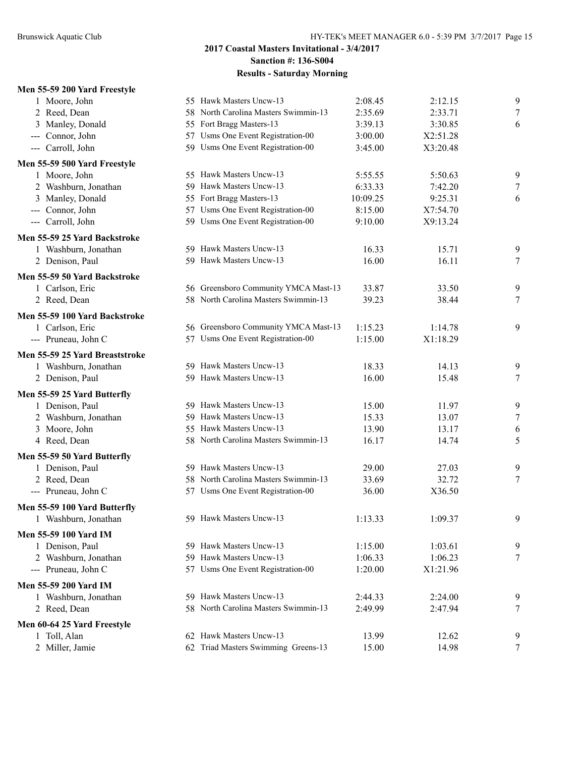## 2017 Coastal Masters Invitational - 3/4/2017

**Sanction #: 136-S004**

**Results - Saturday Morning**

### Men 55-59 200 Yard Freestyle

| Place | Name | Age | Team | Seed Time | Finals Time | Points |
|---|---|---|---|---|---|---|
| 1 | Moore, John | 55 | Hawk Masters Uncw-13 | 2:08.45 | 2:12.15 | 9 |
| 2 | Reed, Dean | 58 | North Carolina Masters Swimmin-13 | 2:35.69 | 2:33.71 | 7 |
| 3 | Manley, Donald | 55 | Fort Bragg Masters-13 | 3:39.13 | 3:30.85 | 6 |
| --- | Connor, John | 57 | Usms One Event Registration-00 | 3:00.00 | X2:51.28 | |
| --- | Carroll, John | 59 | Usms One Event Registration-00 | 3:45.00 | X3:20.48 | |

### Men 55-59 500 Yard Freestyle

| Place | Name | Age | Team | Seed Time | Finals Time | Points |
|---|---|---|---|---|---|---|
| 1 | Moore, John | 55 | Hawk Masters Uncw-13 | 5:55.55 | 5:50.63 | 9 |
| 2 | Washburn, Jonathan | 59 | Hawk Masters Uncw-13 | 6:33.33 | 7:42.20 | 7 |
| 3 | Manley, Donald | 55 | Fort Bragg Masters-13 | 10:09.25 | 9:25.31 | 6 |
| --- | Connor, John | 57 | Usms One Event Registration-00 | 8:15.00 | X7:54.70 | |
| --- | Carroll, John | 59 | Usms One Event Registration-00 | 9:10.00 | X9:13.24 | |

### Men 55-59 25 Yard Backstroke

| Place | Name | Age | Team | Seed Time | Finals Time | Points |
|---|---|---|---|---|---|---|
| 1 | Washburn, Jonathan | 59 | Hawk Masters Uncw-13 | 16.33 | 15.71 | 9 |
| 2 | Denison, Paul | 59 | Hawk Masters Uncw-13 | 16.00 | 16.11 | 7 |

### Men 55-59 50 Yard Backstroke

| Place | Name | Age | Team | Seed Time | Finals Time | Points |
|---|---|---|---|---|---|---|
| 1 | Carlson, Eric | 56 | Greensboro Community YMCA Mast-13 | 33.87 | 33.50 | 9 |
| 2 | Reed, Dean | 58 | North Carolina Masters Swimmin-13 | 39.23 | 38.44 | 7 |

### Men 55-59 100 Yard Backstroke

| Place | Name | Age | Team | Seed Time | Finals Time | Points |
|---|---|---|---|---|---|---|
| 1 | Carlson, Eric | 56 | Greensboro Community YMCA Mast-13 | 1:15.23 | 1:14.78 | 9 |
| --- | Pruneau, John C | 57 | Usms One Event Registration-00 | 1:15.00 | X1:18.29 | |

### Men 55-59 25 Yard Breaststroke

| Place | Name | Age | Team | Seed Time | Finals Time | Points |
|---|---|---|---|---|---|---|
| 1 | Washburn, Jonathan | 59 | Hawk Masters Uncw-13 | 18.33 | 14.13 | 9 |
| 2 | Denison, Paul | 59 | Hawk Masters Uncw-13 | 16.00 | 15.48 | 7 |

### Men 55-59 25 Yard Butterfly

| Place | Name | Age | Team | Seed Time | Finals Time | Points |
|---|---|---|---|---|---|---|
| 1 | Denison, Paul | 59 | Hawk Masters Uncw-13 | 15.00 | 11.97 | 9 |
| 2 | Washburn, Jonathan | 59 | Hawk Masters Uncw-13 | 15.33 | 13.07 | 7 |
| 3 | Moore, John | 55 | Hawk Masters Uncw-13 | 13.90 | 13.17 | 6 |
| 4 | Reed, Dean | 58 | North Carolina Masters Swimmin-13 | 16.17 | 14.74 | 5 |

### Men 55-59 50 Yard Butterfly

| Place | Name | Age | Team | Seed Time | Finals Time | Points |
|---|---|---|---|---|---|---|
| 1 | Denison, Paul | 59 | Hawk Masters Uncw-13 | 29.00 | 27.03 | 9 |
| 2 | Reed, Dean | 58 | North Carolina Masters Swimmin-13 | 33.69 | 32.72 | 7 |
| --- | Pruneau, John C | 57 | Usms One Event Registration-00 | 36.00 | X36.50 | |

### Men 55-59 100 Yard Butterfly

| Place | Name | Age | Team | Seed Time | Finals Time | Points |
|---|---|---|---|---|---|---|
| 1 | Washburn, Jonathan | 59 | Hawk Masters Uncw-13 | 1:13.33 | 1:09.37 | 9 |

### Men 55-59 100 Yard IM

| Place | Name | Age | Team | Seed Time | Finals Time | Points |
|---|---|---|---|---|---|---|
| 1 | Denison, Paul | 59 | Hawk Masters Uncw-13 | 1:15.00 | 1:03.61 | 9 |
| 2 | Washburn, Jonathan | 59 | Hawk Masters Uncw-13 | 1:06.33 | 1:06.23 | 7 |
| --- | Pruneau, John C | 57 | Usms One Event Registration-00 | 1:20.00 | X1:21.96 | |

### Men 55-59 200 Yard IM

| Place | Name | Age | Team | Seed Time | Finals Time | Points |
|---|---|---|---|---|---|---|
| 1 | Washburn, Jonathan | 59 | Hawk Masters Uncw-13 | 2:44.33 | 2:24.00 | 9 |
| 2 | Reed, Dean | 58 | North Carolina Masters Swimmin-13 | 2:49.99 | 2:47.94 | 7 |

### Men 60-64 25 Yard Freestyle

| Place | Name | Age | Team | Seed Time | Finals Time | Points |
|---|---|---|---|---|---|---|
| 1 | Toll, Alan | 62 | Hawk Masters Uncw-13 | 13.99 | 12.62 | 9 |
| 2 | Miller, Jamie | 62 | Triad Masters Swimming Greens-13 | 15.00 | 14.98 | 7 |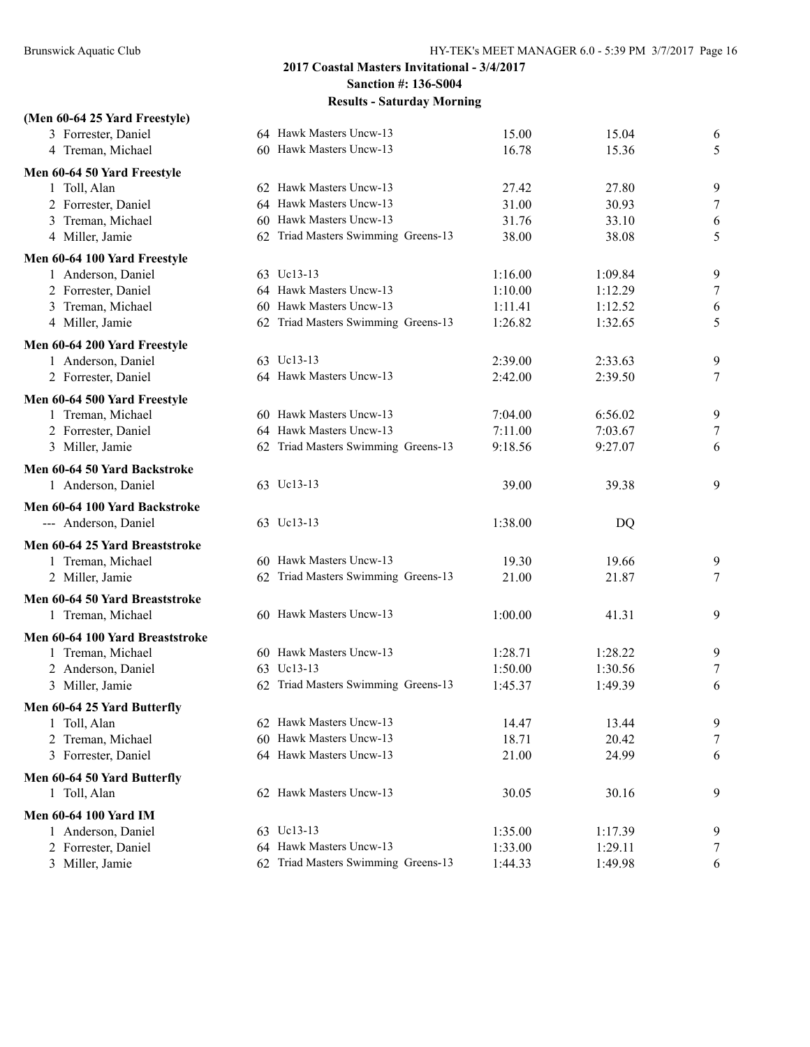**2017 Coastal Masters Invitational - 3/4/2017**
**Sanction #: 136-S004**
**Results - Saturday Morning**

**(Men 60-64 25 Yard Freestyle)**

| | Name | Age | Team | Seed | Finals | Points |
|---|---|---|---|---|---|---|
| 3 | Forrester, Daniel | 64 | Hawk Masters Uncw-13 | 15.00 | 15.04 | 6 |
| 4 | Treman, Michael | 60 | Hawk Masters Uncw-13 | 16.78 | 15.36 | 5 |

**Men 60-64 50 Yard Freestyle**

| | Name | Age | Team | Seed | Finals | Points |
|---|---|---|---|---|---|---|
| 1 | Toll, Alan | 62 | Hawk Masters Uncw-13 | 27.42 | 27.80 | 9 |
| 2 | Forrester, Daniel | 64 | Hawk Masters Uncw-13 | 31.00 | 30.93 | 7 |
| 3 | Treman, Michael | 60 | Hawk Masters Uncw-13 | 31.76 | 33.10 | 6 |
| 4 | Miller, Jamie | 62 | Triad Masters Swimming Greens-13 | 38.00 | 38.08 | 5 |

**Men 60-64 100 Yard Freestyle**

| | Name | Age | Team | Seed | Finals | Points |
|---|---|---|---|---|---|---|
| 1 | Anderson, Daniel | 63 | Uc13-13 | 1:16.00 | 1:09.84 | 9 |
| 2 | Forrester, Daniel | 64 | Hawk Masters Uncw-13 | 1:10.00 | 1:12.29 | 7 |
| 3 | Treman, Michael | 60 | Hawk Masters Uncw-13 | 1:11.41 | 1:12.52 | 6 |
| 4 | Miller, Jamie | 62 | Triad Masters Swimming Greens-13 | 1:26.82 | 1:32.65 | 5 |

**Men 60-64 200 Yard Freestyle**

| | Name | Age | Team | Seed | Finals | Points |
|---|---|---|---|---|---|---|
| 1 | Anderson, Daniel | 63 | Uc13-13 | 2:39.00 | 2:33.63 | 9 |
| 2 | Forrester, Daniel | 64 | Hawk Masters Uncw-13 | 2:42.00 | 2:39.50 | 7 |

**Men 60-64 500 Yard Freestyle**

| | Name | Age | Team | Seed | Finals | Points |
|---|---|---|---|---|---|---|
| 1 | Treman, Michael | 60 | Hawk Masters Uncw-13 | 7:04.00 | 6:56.02 | 9 |
| 2 | Forrester, Daniel | 64 | Hawk Masters Uncw-13 | 7:11.00 | 7:03.67 | 7 |
| 3 | Miller, Jamie | 62 | Triad Masters Swimming Greens-13 | 9:18.56 | 9:27.07 | 6 |

**Men 60-64 50 Yard Backstroke**

| | Name | Age | Team | Seed | Finals | Points |
|---|---|---|---|---|---|---|
| 1 | Anderson, Daniel | 63 | Uc13-13 | 39.00 | 39.38 | 9 |

**Men 60-64 100 Yard Backstroke**

| | Name | Age | Team | Seed | Finals | Points |
|---|---|---|---|---|---|---|
| --- | Anderson, Daniel | 63 | Uc13-13 | 1:38.00 | DQ | |

**Men 60-64 25 Yard Breaststroke**

| | Name | Age | Team | Seed | Finals | Points |
|---|---|---|---|---|---|---|
| 1 | Treman, Michael | 60 | Hawk Masters Uncw-13 | 19.30 | 19.66 | 9 |
| 2 | Miller, Jamie | 62 | Triad Masters Swimming Greens-13 | 21.00 | 21.87 | 7 |

**Men 60-64 50 Yard Breaststroke**

| | Name | Age | Team | Seed | Finals | Points |
|---|---|---|---|---|---|---|
| 1 | Treman, Michael | 60 | Hawk Masters Uncw-13 | 1:00.00 | 41.31 | 9 |

**Men 60-64 100 Yard Breaststroke**

| | Name | Age | Team | Seed | Finals | Points |
|---|---|---|---|---|---|---|
| 1 | Treman, Michael | 60 | Hawk Masters Uncw-13 | 1:28.71 | 1:28.22 | 9 |
| 2 | Anderson, Daniel | 63 | Uc13-13 | 1:50.00 | 1:30.56 | 7 |
| 3 | Miller, Jamie | 62 | Triad Masters Swimming Greens-13 | 1:45.37 | 1:49.39 | 6 |

**Men 60-64 25 Yard Butterfly**

| | Name | Age | Team | Seed | Finals | Points |
|---|---|---|---|---|---|---|
| 1 | Toll, Alan | 62 | Hawk Masters Uncw-13 | 14.47 | 13.44 | 9 |
| 2 | Treman, Michael | 60 | Hawk Masters Uncw-13 | 18.71 | 20.42 | 7 |
| 3 | Forrester, Daniel | 64 | Hawk Masters Uncw-13 | 21.00 | 24.99 | 6 |

**Men 60-64 50 Yard Butterfly**

| | Name | Age | Team | Seed | Finals | Points |
|---|---|---|---|---|---|---|
| 1 | Toll, Alan | 62 | Hawk Masters Uncw-13 | 30.05 | 30.16 | 9 |

**Men 60-64 100 Yard IM**

| | Name | Age | Team | Seed | Finals | Points |
|---|---|---|---|---|---|---|
| 1 | Anderson, Daniel | 63 | Uc13-13 | 1:35.00 | 1:17.39 | 9 |
| 2 | Forrester, Daniel | 64 | Hawk Masters Uncw-13 | 1:33.00 | 1:29.11 | 7 |
| 3 | Miller, Jamie | 62 | Triad Masters Swimming Greens-13 | 1:44.33 | 1:49.98 | 6 |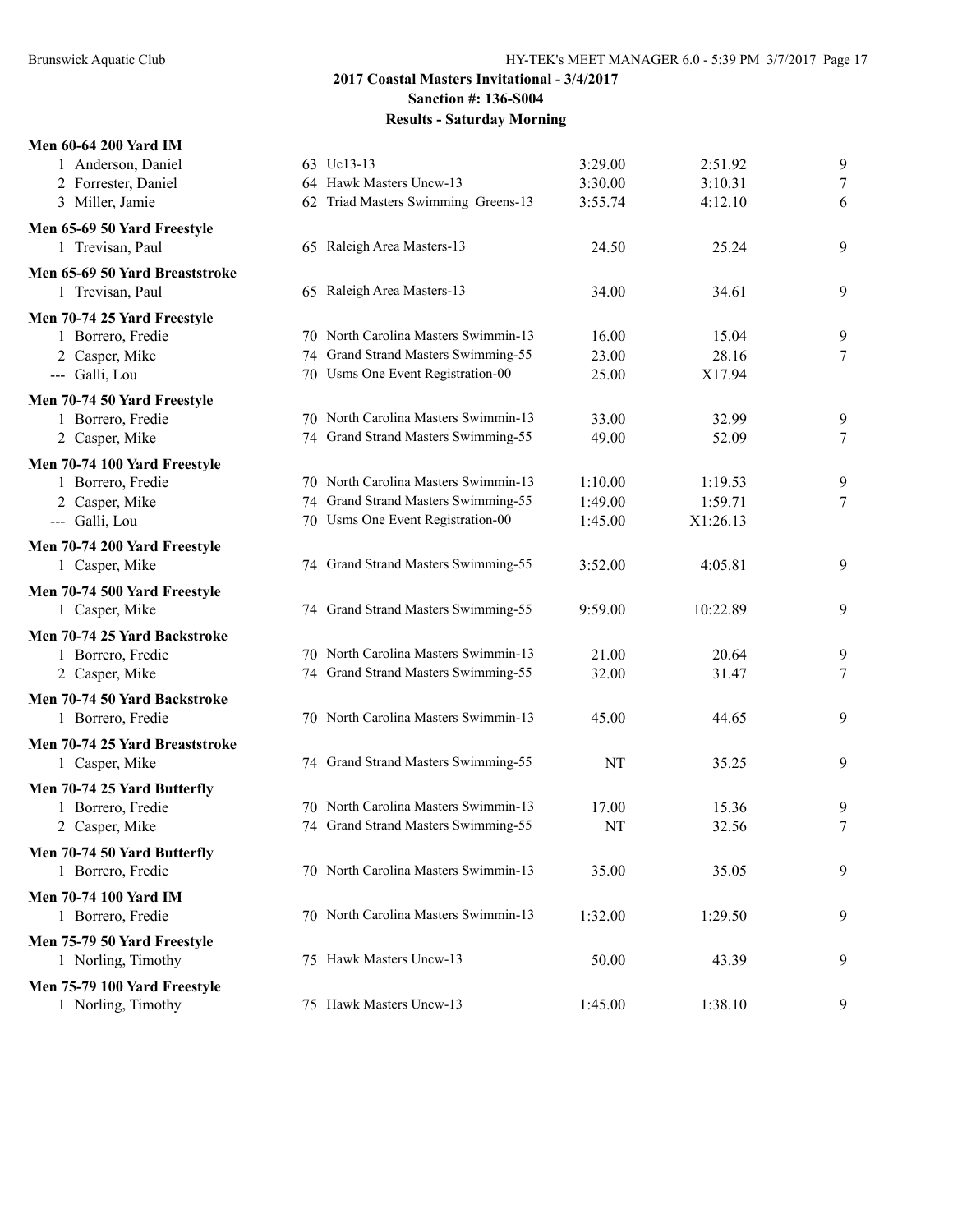**2017 Coastal Masters Invitational - 3/4/2017**
**Sanction #: 136-S004**
**Results - Saturday Morning**

**Men 60-64 200 Yard IM**

| | Name | Age | Team | Seed Time | Finals Time | Points |
|---|---|---|---|---|---|---|
| 1 | Anderson, Daniel | 63 | Uc13-13 | 3:29.00 | 2:51.92 | 9 |
| 2 | Forrester, Daniel | 64 | Hawk Masters Uncw-13 | 3:30.00 | 3:10.31 | 7 |
| 3 | Miller, Jamie | 62 | Triad Masters Swimming Greens-13 | 3:55.74 | 4:12.10 | 6 |

**Men 65-69 50 Yard Freestyle**

| | Name | Age | Team | Seed Time | Finals Time | Points |
|---|---|---|---|---|---|---|
| 1 | Trevisan, Paul | 65 | Raleigh Area Masters-13 | 24.50 | 25.24 | 9 |

**Men 65-69 50 Yard Breaststroke**

| | Name | Age | Team | Seed Time | Finals Time | Points |
|---|---|---|---|---|---|---|
| 1 | Trevisan, Paul | 65 | Raleigh Area Masters-13 | 34.00 | 34.61 | 9 |

**Men 70-74 25 Yard Freestyle**

| | Name | Age | Team | Seed Time | Finals Time | Points |
|---|---|---|---|---|---|---|
| 1 | Borrero, Fredie | 70 | North Carolina Masters Swimmin-13 | 16.00 | 15.04 | 9 |
| 2 | Casper, Mike | 74 | Grand Strand Masters Swimming-55 | 23.00 | 28.16 | 7 |
| --- | Galli, Lou | 70 | Usms One Event Registration-00 | 25.00 | X17.94 | |

**Men 70-74 50 Yard Freestyle**

| | Name | Age | Team | Seed Time | Finals Time | Points |
|---|---|---|---|---|---|---|
| 1 | Borrero, Fredie | 70 | North Carolina Masters Swimmin-13 | 33.00 | 32.99 | 9 |
| 2 | Casper, Mike | 74 | Grand Strand Masters Swimming-55 | 49.00 | 52.09 | 7 |

**Men 70-74 100 Yard Freestyle**

| | Name | Age | Team | Seed Time | Finals Time | Points |
|---|---|---|---|---|---|---|
| 1 | Borrero, Fredie | 70 | North Carolina Masters Swimmin-13 | 1:10.00 | 1:19.53 | 9 |
| 2 | Casper, Mike | 74 | Grand Strand Masters Swimming-55 | 1:49.00 | 1:59.71 | 7 |
| --- | Galli, Lou | 70 | Usms One Event Registration-00 | 1:45.00 | X1:26.13 | |

**Men 70-74 200 Yard Freestyle**

| | Name | Age | Team | Seed Time | Finals Time | Points |
|---|---|---|---|---|---|---|
| 1 | Casper, Mike | 74 | Grand Strand Masters Swimming-55 | 3:52.00 | 4:05.81 | 9 |

**Men 70-74 500 Yard Freestyle**

| | Name | Age | Team | Seed Time | Finals Time | Points |
|---|---|---|---|---|---|---|
| 1 | Casper, Mike | 74 | Grand Strand Masters Swimming-55 | 9:59.00 | 10:22.89 | 9 |

**Men 70-74 25 Yard Backstroke**

| | Name | Age | Team | Seed Time | Finals Time | Points |
|---|---|---|---|---|---|---|
| 1 | Borrero, Fredie | 70 | North Carolina Masters Swimmin-13 | 21.00 | 20.64 | 9 |
| 2 | Casper, Mike | 74 | Grand Strand Masters Swimming-55 | 32.00 | 31.47 | 7 |

**Men 70-74 50 Yard Backstroke**

| | Name | Age | Team | Seed Time | Finals Time | Points |
|---|---|---|---|---|---|---|
| 1 | Borrero, Fredie | 70 | North Carolina Masters Swimmin-13 | 45.00 | 44.65 | 9 |

**Men 70-74 25 Yard Breaststroke**

| | Name | Age | Team | Seed Time | Finals Time | Points |
|---|---|---|---|---|---|---|
| 1 | Casper, Mike | 74 | Grand Strand Masters Swimming-55 | NT | 35.25 | 9 |

**Men 70-74 25 Yard Butterfly**

| | Name | Age | Team | Seed Time | Finals Time | Points |
|---|---|---|---|---|---|---|
| 1 | Borrero, Fredie | 70 | North Carolina Masters Swimmin-13 | 17.00 | 15.36 | 9 |
| 2 | Casper, Mike | 74 | Grand Strand Masters Swimming-55 | NT | 32.56 | 7 |

**Men 70-74 50 Yard Butterfly**

| | Name | Age | Team | Seed Time | Finals Time | Points |
|---|---|---|---|---|---|---|
| 1 | Borrero, Fredie | 70 | North Carolina Masters Swimmin-13 | 35.00 | 35.05 | 9 |

**Men 70-74 100 Yard IM**

| | Name | Age | Team | Seed Time | Finals Time | Points |
|---|---|---|---|---|---|---|
| 1 | Borrero, Fredie | 70 | North Carolina Masters Swimmin-13 | 1:32.00 | 1:29.50 | 9 |

**Men 75-79 50 Yard Freestyle**

| | Name | Age | Team | Seed Time | Finals Time | Points |
|---|---|---|---|---|---|---|
| 1 | Norling, Timothy | 75 | Hawk Masters Uncw-13 | 50.00 | 43.39 | 9 |

**Men 75-79 100 Yard Freestyle**

| | Name | Age | Team | Seed Time | Finals Time | Points |
|---|---|---|---|---|---|---|
| 1 | Norling, Timothy | 75 | Hawk Masters Uncw-13 | 1:45.00 | 1:38.10 | 9 |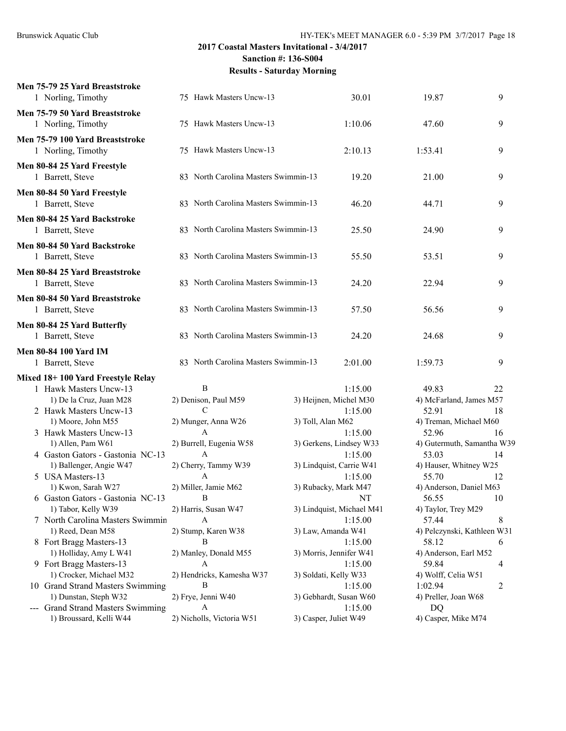## 2017 Coastal Masters Invitational - 3/4/2017

**Sanction #: 136-S004**

**Results - Saturday Morning**

**Men 75-79 25 Yard Breaststroke**

| | Name | Age | Team | Seed | Finals | Points |
|---|---|---|---|---|---|---|
| 1 | Norling, Timothy | 75 | Hawk Masters Uncw-13 | 30.01 | 19.87 | 9 |

**Men 75-79 50 Yard Breaststroke**

| | Name | Age | Team | Seed | Finals | Points |
|---|---|---|---|---|---|---|
| 1 | Norling, Timothy | 75 | Hawk Masters Uncw-13 | 1:10.06 | 47.60 | 9 |

**Men 75-79 100 Yard Breaststroke**

| | Name | Age | Team | Seed | Finals | Points |
|---|---|---|---|---|---|---|
| 1 | Norling, Timothy | 75 | Hawk Masters Uncw-13 | 2:10.13 | 1:53.41 | 9 |

**Men 80-84 25 Yard Freestyle**

| | Name | Age | Team | Seed | Finals | Points |
|---|---|---|---|---|---|---|
| 1 | Barrett, Steve | 83 | North Carolina Masters Swimmin-13 | 19.20 | 21.00 | 9 |

**Men 80-84 50 Yard Freestyle**

| | Name | Age | Team | Seed | Finals | Points |
|---|---|---|---|---|---|---|
| 1 | Barrett, Steve | 83 | North Carolina Masters Swimmin-13 | 46.20 | 44.71 | 9 |

**Men 80-84 25 Yard Backstroke**

| | Name | Age | Team | Seed | Finals | Points |
|---|---|---|---|---|---|---|
| 1 | Barrett, Steve | 83 | North Carolina Masters Swimmin-13 | 25.50 | 24.90 | 9 |

**Men 80-84 50 Yard Backstroke**

| | Name | Age | Team | Seed | Finals | Points |
|---|---|---|---|---|---|---|
| 1 | Barrett, Steve | 83 | North Carolina Masters Swimmin-13 | 55.50 | 53.51 | 9 |

**Men 80-84 25 Yard Breaststroke**

| | Name | Age | Team | Seed | Finals | Points |
|---|---|---|---|---|---|---|
| 1 | Barrett, Steve | 83 | North Carolina Masters Swimmin-13 | 24.20 | 22.94 | 9 |

**Men 80-84 50 Yard Breaststroke**

| | Name | Age | Team | Seed | Finals | Points |
|---|---|---|---|---|---|---|
| 1 | Barrett, Steve | 83 | North Carolina Masters Swimmin-13 | 57.50 | 56.56 | 9 |

**Men 80-84 25 Yard Butterfly**

| | Name | Age | Team | Seed | Finals | Points |
|---|---|---|---|---|---|---|
| 1 | Barrett, Steve | 83 | North Carolina Masters Swimmin-13 | 24.20 | 24.68 | 9 |

**Men 80-84 100 Yard IM**

| | Name | Age | Team | Seed | Finals | Points |
|---|---|---|---|---|---|---|
| 1 | Barrett, Steve | 83 | North Carolina Masters Swimmin-13 | 2:01.00 | 1:59.73 | 9 |

**Mixed 18+ 100 Yard Freestyle Relay**

| | Team | Relay | Seed | Finals | Points |
|---|---|---|---|---|---|
| 1 | Hawk Masters Uncw-13 | B | 1:15.00 | 49.83 | 22 |
| | 1) De la Cruz, Juan M28 | 2) Denison, Paul M59 | 3) Heijnen, Michel M30 | 4) McFarland, James M57 | |
| 2 | Hawk Masters Uncw-13 | C | 1:15.00 | 52.91 | 18 |
| | 1) Moore, John M55 | 2) Munger, Anna W26 | 3) Toll, Alan M62 | 4) Treman, Michael M60 | |
| 3 | Hawk Masters Uncw-13 | A | 1:15.00 | 52.96 | 16 |
| | 1) Allen, Pam W61 | 2) Burrell, Eugenia W58 | 3) Gerkens, Lindsey W33 | 4) Gutermuth, Samantha W39 | |
| 4 | Gaston Gators - Gastonia NC-13 | A | 1:15.00 | 53.03 | 14 |
| | 1) Ballenger, Angie W47 | 2) Cherry, Tammy W39 | 3) Lindquist, Carrie W41 | 4) Hauser, Whitney W25 | |
| 5 | USA Masters-13 | A | 1:15.00 | 55.70 | 12 |
| | 1) Kwon, Sarah W27 | 2) Miller, Jamie M62 | 3) Rubacky, Mark M47 | 4) Anderson, Daniel M63 | |
| 6 | Gaston Gators - Gastonia NC-13 | B | NT | 56.55 | 10 |
| | 1) Tabor, Kelly W39 | 2) Harris, Susan W47 | 3) Lindquist, Michael M41 | 4) Taylor, Trey M29 | |
| 7 | North Carolina Masters Swimmin | A | 1:15.00 | 57.44 | 8 |
| | 1) Reed, Dean M58 | 2) Stump, Karen W38 | 3) Law, Amanda W41 | 4) Pelczynski, Kathleen W31 | |
| 8 | Fort Bragg Masters-13 | B | 1:15.00 | 58.12 | 6 |
| | 1) Holliday, Amy L W41 | 2) Manley, Donald M55 | 3) Morris, Jennifer W41 | 4) Anderson, Earl M52 | |
| 9 | Fort Bragg Masters-13 | A | 1:15.00 | 59.84 | 4 |
| | 1) Crocker, Michael M32 | 2) Hendricks, Kamesha W37 | 3) Soldati, Kelly W33 | 4) Wolff, Celia W51 | |
| 10 | Grand Strand Masters Swimming | B | 1:15.00 | 1:02.94 | 2 |
| | 1) Dunstan, Steph W32 | 2) Frye, Jenni W40 | 3) Gebhardt, Susan W60 | 4) Preller, Joan W68 | |
| --- | Grand Strand Masters Swimming | A | 1:15.00 | DQ | |
| | 1) Broussard, Kelli W44 | 2) Nicholls, Victoria W51 | 3) Casper, Juliet W49 | 4) Casper, Mike M74 | |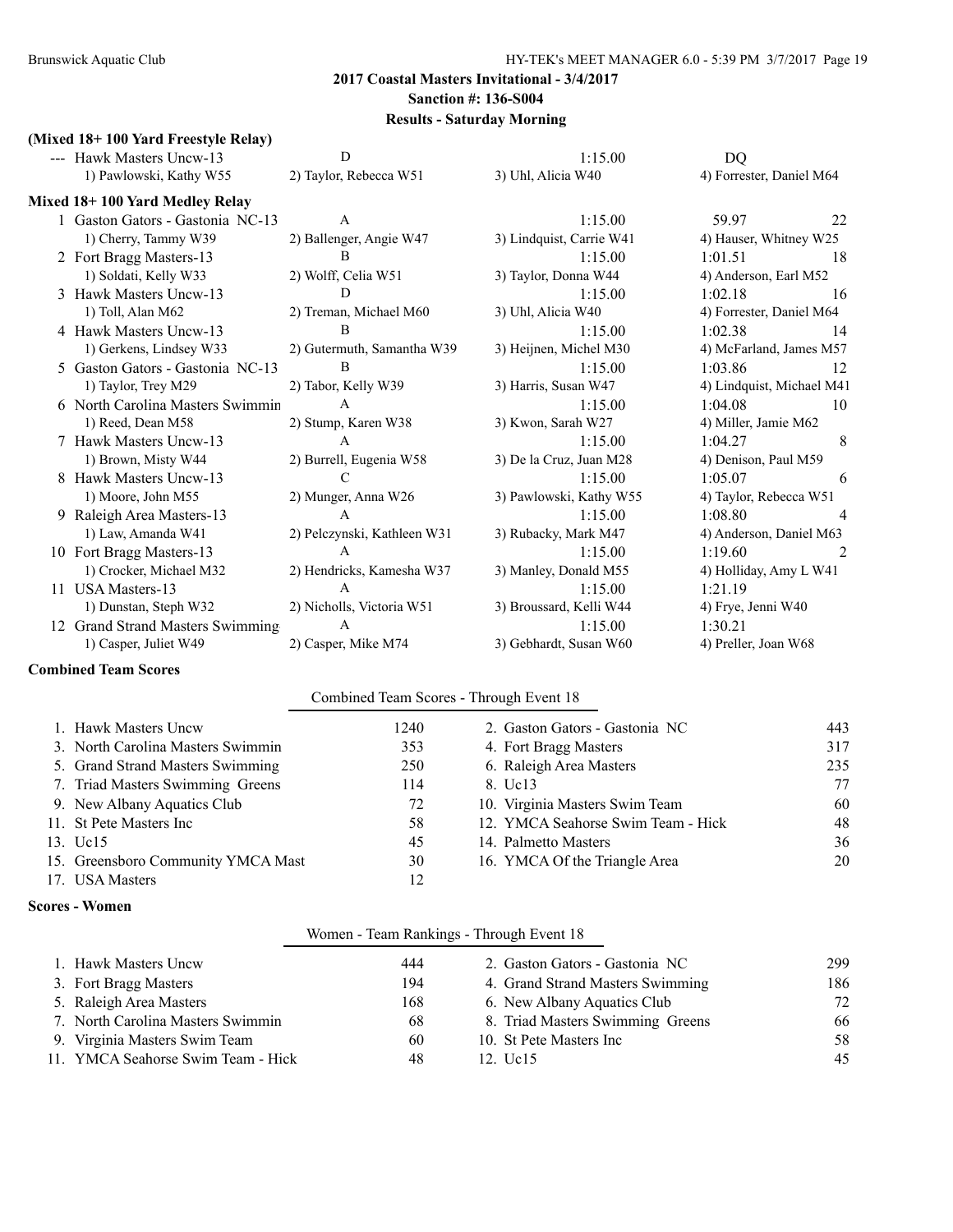## 2017 Coastal Masters Invitational - 3/4/2017

**Sanction #: 136-S004**

**Results - Saturday Morning**

### (Mixed 18+ 100 Yard Freestyle Relay)

| | Team | Relay | Seed Time | Finals Time | Points |
|---|---|---|---|---|---|
| --- | Hawk Masters Uncw-13 | D | 1:15.00 | DQ | |
| | 1) Pawlowski, Kathy W55 | 2) Taylor, Rebecca W51 | 3) Uhl, Alicia W40 | 4) Forrester, Daniel M64 | |

### Mixed 18+ 100 Yard Medley Relay

| | Team | Relay | Seed Time | Finals Time | Points |
|---|---|---|---|---|---|
| 1 | Gaston Gators - Gastonia NC-13 | A | 1:15.00 | 59.97 | 22 |
| | 1) Cherry, Tammy W39 | 2) Ballenger, Angie W47 | 3) Lindquist, Carrie W41 | 4) Hauser, Whitney W25 | |
| 2 | Fort Bragg Masters-13 | B | 1:15.00 | 1:01.51 | 18 |
| | 1) Soldati, Kelly W33 | 2) Wolff, Celia W51 | 3) Taylor, Donna W44 | 4) Anderson, Earl M52 | |
| 3 | Hawk Masters Uncw-13 | D | 1:15.00 | 1:02.18 | 16 |
| | 1) Toll, Alan M62 | 2) Treman, Michael M60 | 3) Uhl, Alicia W40 | 4) Forrester, Daniel M64 | |
| 4 | Hawk Masters Uncw-13 | B | 1:15.00 | 1:02.38 | 14 |
| | 1) Gerkens, Lindsey W33 | 2) Gutermuth, Samantha W39 | 3) Heijnen, Michel M30 | 4) McFarland, James M57 | |
| 5 | Gaston Gators - Gastonia NC-13 | B | 1:15.00 | 1:03.86 | 12 |
| | 1) Taylor, Trey M29 | 2) Tabor, Kelly W39 | 3) Harris, Susan W47 | 4) Lindquist, Michael M41 | |
| 6 | North Carolina Masters Swimmin | A | 1:15.00 | 1:04.08 | 10 |
| | 1) Reed, Dean M58 | 2) Stump, Karen W38 | 3) Kwon, Sarah W27 | 4) Miller, Jamie M62 | |
| 7 | Hawk Masters Uncw-13 | A | 1:15.00 | 1:04.27 | 8 |
| | 1) Brown, Misty W44 | 2) Burrell, Eugenia W58 | 3) De la Cruz, Juan M28 | 4) Denison, Paul M59 | |
| 8 | Hawk Masters Uncw-13 | C | 1:15.00 | 1:05.07 | 6 |
| | 1) Moore, John M55 | 2) Munger, Anna W26 | 3) Pawlowski, Kathy W55 | 4) Taylor, Rebecca W51 | |
| 9 | Raleigh Area Masters-13 | A | 1:15.00 | 1:08.80 | 4 |
| | 1) Law, Amanda W41 | 2) Pelczynski, Kathleen W31 | 3) Rubacky, Mark M47 | 4) Anderson, Daniel M63 | |
| 10 | Fort Bragg Masters-13 | A | 1:15.00 | 1:19.60 | 2 |
| | 1) Crocker, Michael M32 | 2) Hendricks, Kamesha W37 | 3) Manley, Donald M55 | 4) Holliday, Amy L W41 | |
| 11 | USA Masters-13 | A | 1:15.00 | 1:21.19 | |
| | 1) Dunstan, Steph W32 | 2) Nicholls, Victoria W51 | 3) Broussard, Kelli W44 | 4) Frye, Jenni W40 | |
| 12 | Grand Strand Masters Swimming | A | 1:15.00 | 1:30.21 | |
| | 1) Casper, Juliet W49 | 2) Casper, Mike M74 | 3) Gebhardt, Susan W60 | 4) Preller, Joan W68 | |

### Combined Team Scores

Combined Team Scores - Through Event 18

| Rank | Team | Score |
|---|---|---|
| 1. | Hawk Masters Uncw | 1240 |
| 2. | Gaston Gators - Gastonia NC | 443 |
| 3. | North Carolina Masters Swimmin | 353 |
| 4. | Fort Bragg Masters | 317 |
| 5. | Grand Strand Masters Swimming | 250 |
| 6. | Raleigh Area Masters | 235 |
| 7. | Triad Masters Swimming Greens | 114 |
| 8. | Uc13 | 77 |
| 9. | New Albany Aquatics Club | 72 |
| 10. | Virginia Masters Swim Team | 60 |
| 11. | St Pete Masters Inc | 58 |
| 12. | YMCA Seahorse Swim Team - Hick | 48 |
| 13. | Uc15 | 45 |
| 14. | Palmetto Masters | 36 |
| 15. | Greensboro Community YMCA Mast | 30 |
| 16. | YMCA Of the Triangle Area | 20 |
| 17. | USA Masters | 12 |

### Scores - Women

Women - Team Rankings - Through Event 18

| Rank | Team | Score |
|---|---|---|
| 1. | Hawk Masters Uncw | 444 |
| 2. | Gaston Gators - Gastonia NC | 299 |
| 3. | Fort Bragg Masters | 194 |
| 4. | Grand Strand Masters Swimming | 186 |
| 5. | Raleigh Area Masters | 168 |
| 6. | New Albany Aquatics Club | 72 |
| 7. | North Carolina Masters Swimmin | 68 |
| 8. | Triad Masters Swimming Greens | 66 |
| 9. | Virginia Masters Swim Team | 60 |
| 10. | St Pete Masters Inc | 58 |
| 11. | YMCA Seahorse Swim Team - Hick | 48 |
| 12. | Uc15 | 45 |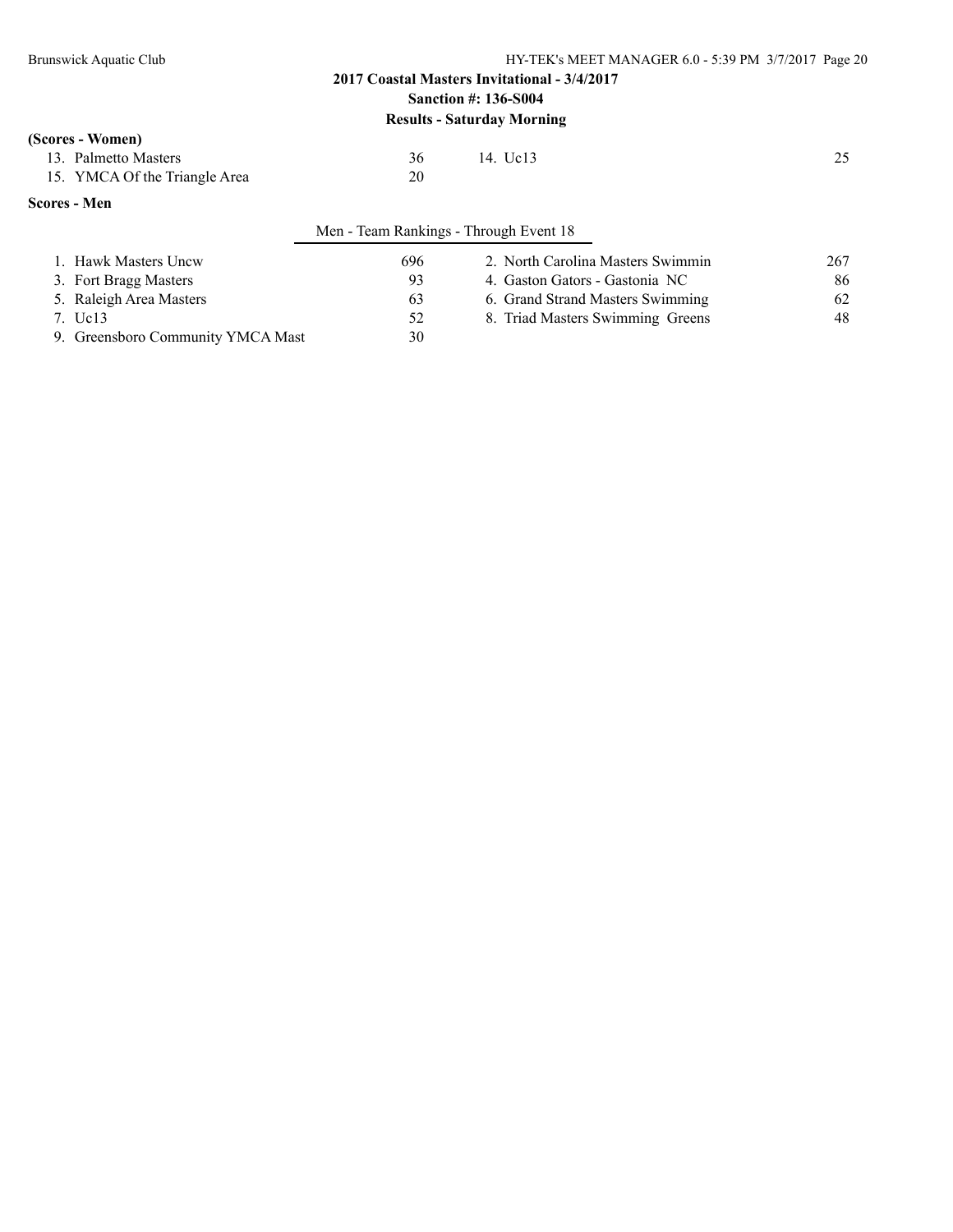**(Scores - Women)**

| | | | |
|---|---|---|---|
| 13. Palmetto Masters | 36 | 14. Uc13 | 25 |
| 15. YMCA Of the Triangle Area | 20 | | |

**Scores - Men**

Men - Team Rankings - Through Event 18

| | | | |
|---|---|---|---|
| 1. Hawk Masters Uncw | 696 | 2. North Carolina Masters Swimmin | 267 |
| 3. Fort Bragg Masters | 93 | 4. Gaston Gators - Gastonia NC | 86 |
| 5. Raleigh Area Masters | 63 | 6. Grand Strand Masters Swimming | 62 |
| 7. Uc13 | 52 | 8. Triad Masters Swimming Greens | 48 |
| 9. Greensboro Community YMCA Mast | 30 | | |